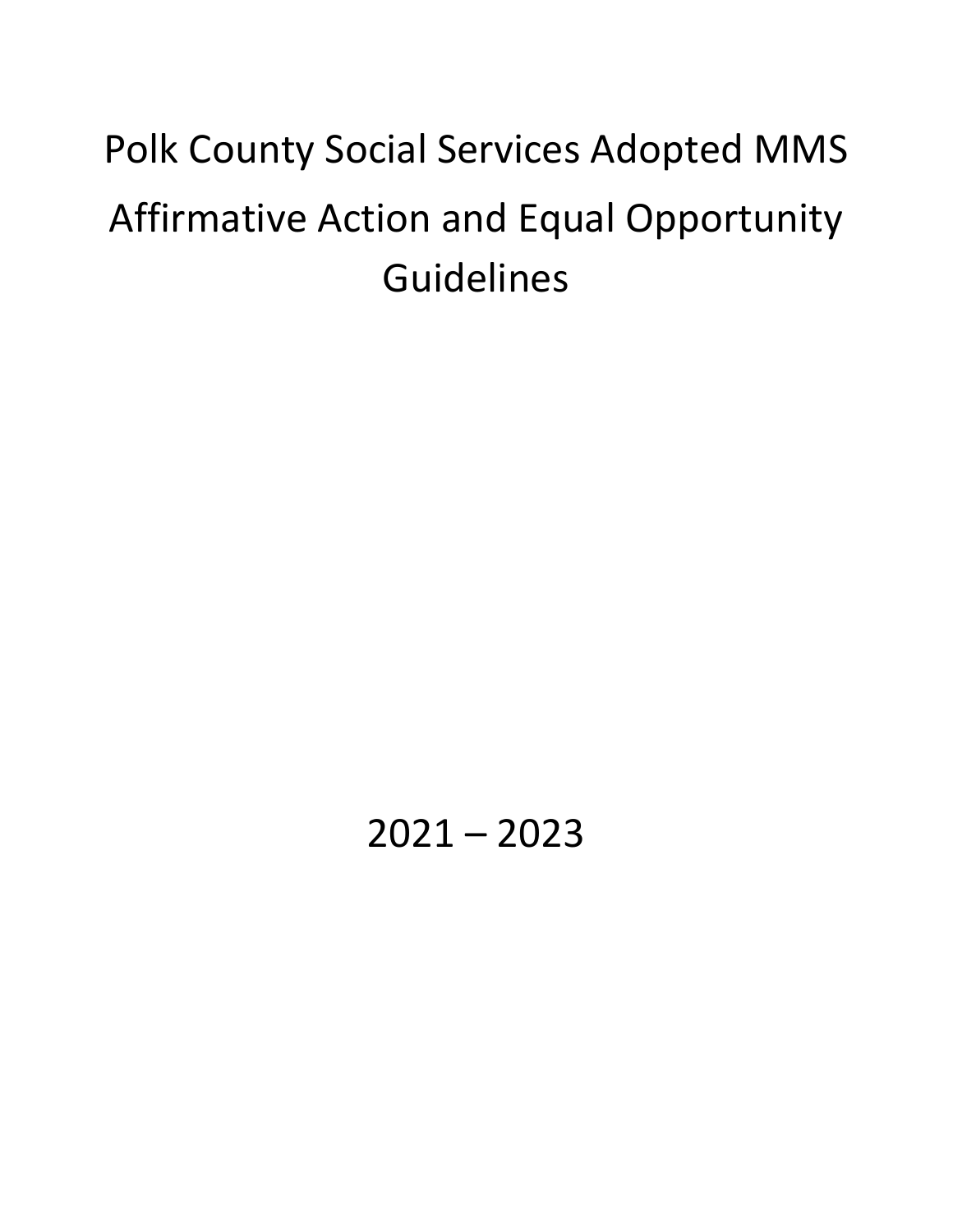# Polk County Social Services Adopted MMS Affirmative Action and Equal Opportunity Guidelines

2021 – 2023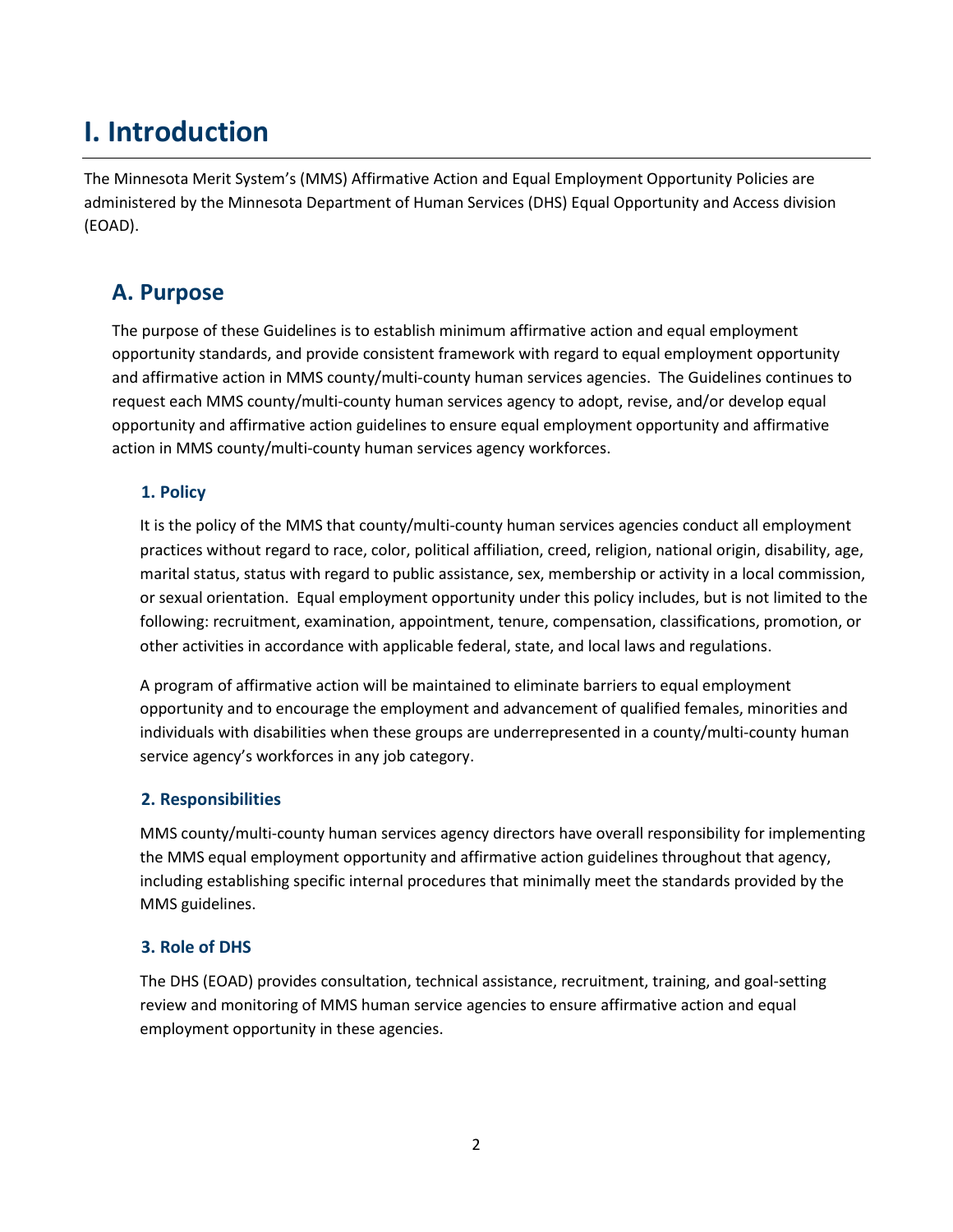# I. Introduction

The Minnesota Merit System's (MMS) Affirmative Action and Equal Employment Opportunity Policies are administered by the Minnesota Department of Human Services (DHS) Equal Opportunity and Access division (EOAD).

## A. Purpose

The purpose of these Guidelines is to establish minimum affirmative action and equal employment opportunity standards, and provide consistent framework with regard to equal employment opportunity and affirmative action in MMS county/multi-county human services agencies. The Guidelines continues to request each MMS county/multi-county human services agency to adopt, revise, and/or develop equal opportunity and affirmative action guidelines to ensure equal employment opportunity and affirmative action in MMS county/multi-county human services agency workforces.

### 1. Policy

It is the policy of the MMS that county/multi-county human services agencies conduct all employment practices without regard to race, color, political affiliation, creed, religion, national origin, disability, age, marital status, status with regard to public assistance, sex, membership or activity in a local commission, or sexual orientation. Equal employment opportunity under this policy includes, but is not limited to the following: recruitment, examination, appointment, tenure, compensation, classifications, promotion, or other activities in accordance with applicable federal, state, and local laws and regulations.

A program of affirmative action will be maintained to eliminate barriers to equal employment opportunity and to encourage the employment and advancement of qualified females, minorities and individuals with disabilities when these groups are underrepresented in a county/multi-county human service agency's workforces in any job category.

### 2. Responsibilities

MMS county/multi-county human services agency directors have overall responsibility for implementing the MMS equal employment opportunity and affirmative action guidelines throughout that agency, including establishing specific internal procedures that minimally meet the standards provided by the MMS guidelines.

### 3. Role of DHS

The DHS (EOAD) provides consultation, technical assistance, recruitment, training, and goal-setting review and monitoring of MMS human service agencies to ensure affirmative action and equal employment opportunity in these agencies.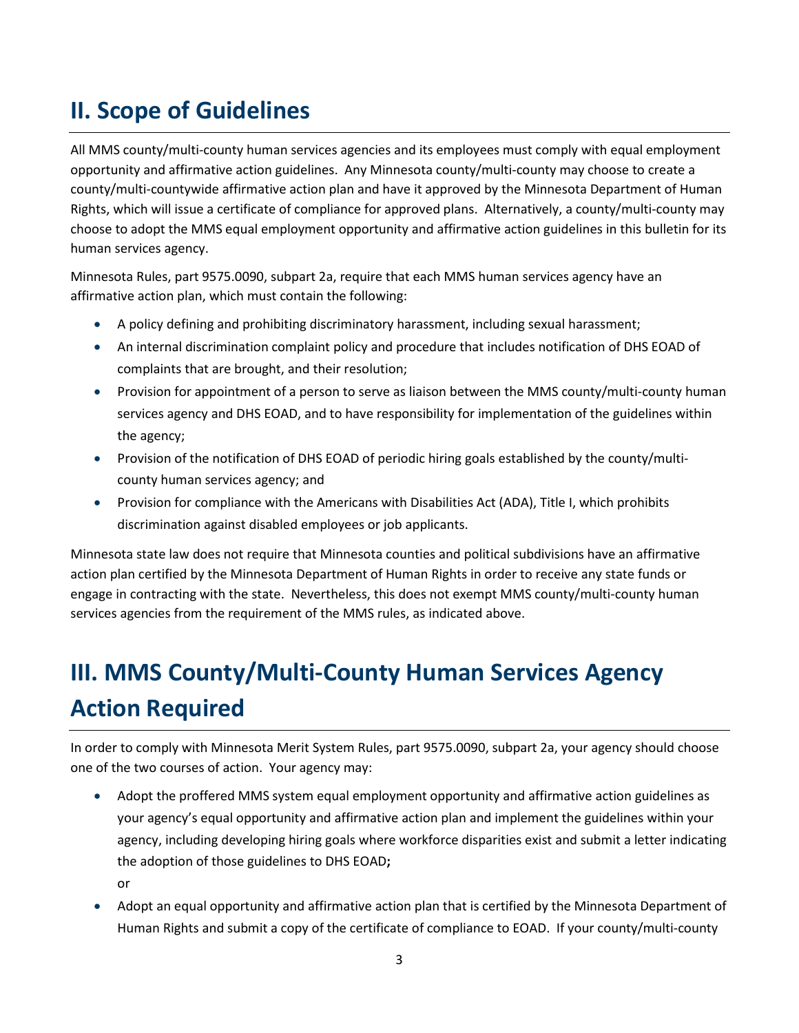## II. Scope of Guidelines

All MMS county/multi-county human services agencies and its employees must comply with equal employment opportunity and affirmative action guidelines. Any Minnesota county/multi-county may choose to create a county/multi-countywide affirmative action plan and have it approved by the Minnesota Department of Human Rights, which will issue a certificate of compliance for approved plans. Alternatively, a county/multi-county may choose to adopt the MMS equal employment opportunity and affirmative action guidelines in this bulletin for its human services agency.

Minnesota Rules, part 9575.0090, subpart 2a, require that each MMS human services agency have an affirmative action plan, which must contain the following:

- A policy defining and prohibiting discriminatory harassment, including sexual harassment;
- An internal discrimination complaint policy and procedure that includes notification of DHS EOAD of complaints that are brought, and their resolution;
- Provision for appointment of a person to serve as liaison between the MMS county/multi-county human services agency and DHS EOAD, and to have responsibility for implementation of the guidelines within the agency;
- Provision of the notification of DHS EOAD of periodic hiring goals established by the county/multi-county human services agency; and
- Provision for compliance with the Americans with Disabilities Act (ADA), Title I, which prohibits discrimination against disabled employees or job applicants.

Minnesota state law does not require that Minnesota counties and political subdivisions have an affirmative action plan certified by the Minnesota Department of Human Rights in order to receive any state funds or engage in contracting with the state. Nevertheless, this does not exempt MMS county/multi-county human services agencies from the requirement of the MMS rules, as indicated above.

## III. MMS County/Multi-County Human Services Agency Action Required

In order to comply with Minnesota Merit System Rules, part 9575.0090, subpart 2a, your agency should choose one of the two courses of action. Your agency may:

- Adopt the proffered MMS system equal employment opportunity and affirmative action guidelines as your agency's equal opportunity and affirmative action plan and implement the guidelines within your agency, including developing hiring goals where workforce disparities exist and submit a letter indicating the adoption of those guidelines to DHS EOAD**;**

  or

- Adopt an equal opportunity and affirmative action plan that is certified by the Minnesota Department of Human Rights and submit a copy of the certificate of compliance to EOAD. If your county/multi-county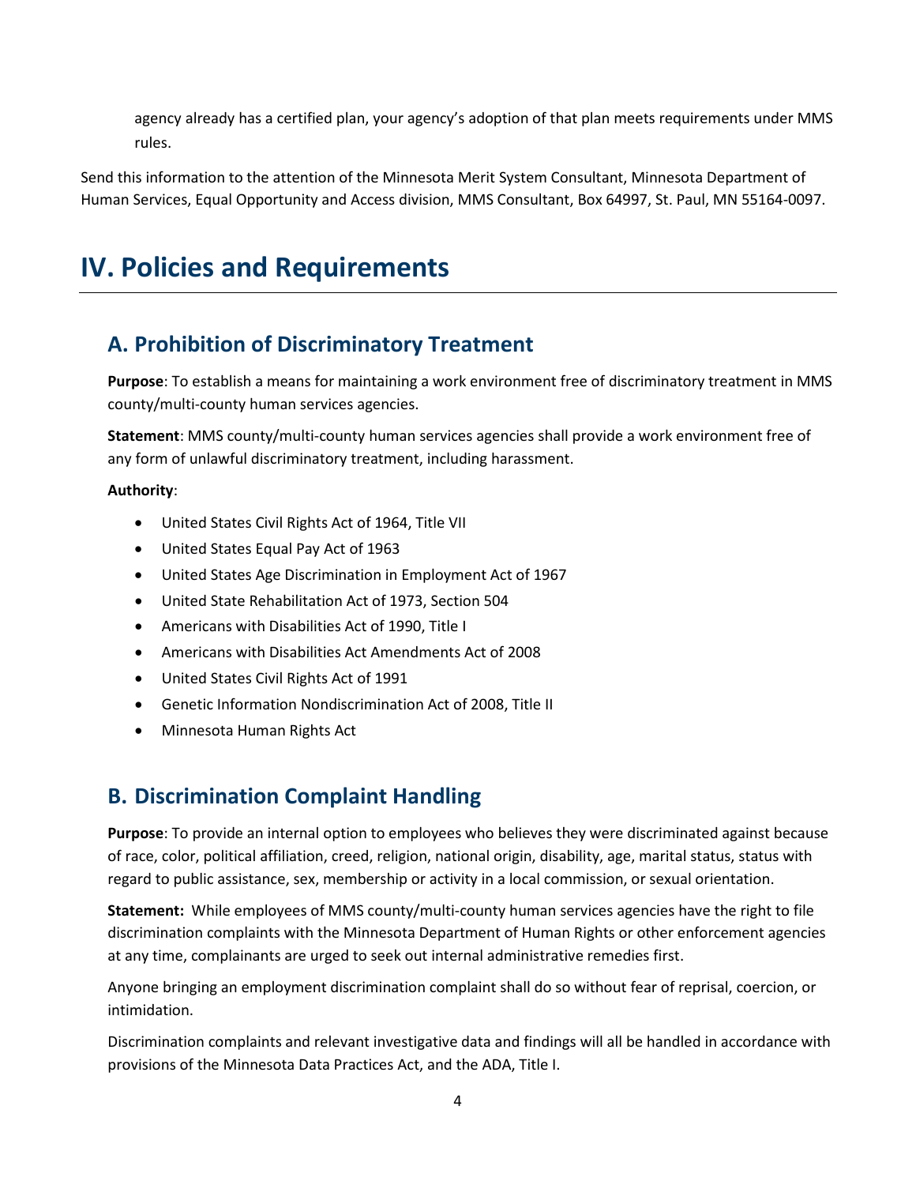agency already has a certified plan, your agency's adoption of that plan meets requirements under MMS rules.

Send this information to the attention of the Minnesota Merit System Consultant, Minnesota Department of Human Services, Equal Opportunity and Access division, MMS Consultant, Box 64997, St. Paul, MN 55164-0097.

# IV. Policies and Requirements

## A. Prohibition of Discriminatory Treatment

**Purpose**: To establish a means for maintaining a work environment free of discriminatory treatment in MMS county/multi-county human services agencies.

**Statement**: MMS county/multi-county human services agencies shall provide a work environment free of any form of unlawful discriminatory treatment, including harassment.

**Authority**:

- United States Civil Rights Act of 1964, Title VII
- United States Equal Pay Act of 1963
- United States Age Discrimination in Employment Act of 1967
- United State Rehabilitation Act of 1973, Section 504
- Americans with Disabilities Act of 1990, Title I
- Americans with Disabilities Act Amendments Act of 2008
- United States Civil Rights Act of 1991
- Genetic Information Nondiscrimination Act of 2008, Title II
- Minnesota Human Rights Act

## B. Discrimination Complaint Handling

**Purpose**: To provide an internal option to employees who believes they were discriminated against because of race, color, political affiliation, creed, religion, national origin, disability, age, marital status, status with regard to public assistance, sex, membership or activity in a local commission, or sexual orientation.

**Statement:** While employees of MMS county/multi-county human services agencies have the right to file discrimination complaints with the Minnesota Department of Human Rights or other enforcement agencies at any time, complainants are urged to seek out internal administrative remedies first.

Anyone bringing an employment discrimination complaint shall do so without fear of reprisal, coercion, or intimidation.

Discrimination complaints and relevant investigative data and findings will all be handled in accordance with provisions of the Minnesota Data Practices Act, and the ADA, Title I.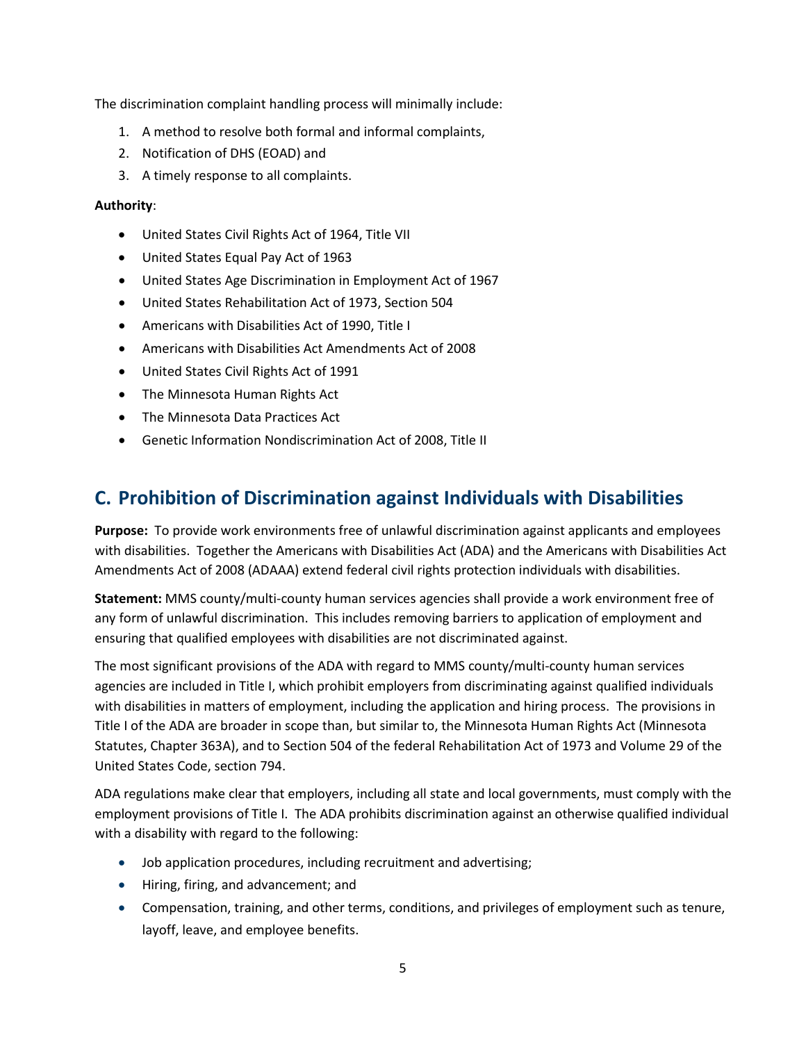The discrimination complaint handling process will minimally include:

1. A method to resolve both formal and informal complaints,
2. Notification of DHS (EOAD) and
3. A timely response to all complaints.

**Authority**:

- United States Civil Rights Act of 1964, Title VII
- United States Equal Pay Act of 1963
- United States Age Discrimination in Employment Act of 1967
- United States Rehabilitation Act of 1973, Section 504
- Americans with Disabilities Act of 1990, Title I
- Americans with Disabilities Act Amendments Act of 2008
- United States Civil Rights Act of 1991
- The Minnesota Human Rights Act
- The Minnesota Data Practices Act
- Genetic Information Nondiscrimination Act of 2008, Title II

## C. Prohibition of Discrimination against Individuals with Disabilities

**Purpose:** To provide work environments free of unlawful discrimination against applicants and employees with disabilities. Together the Americans with Disabilities Act (ADA) and the Americans with Disabilities Act Amendments Act of 2008 (ADAAA) extend federal civil rights protection individuals with disabilities.

**Statement:** MMS county/multi-county human services agencies shall provide a work environment free of any form of unlawful discrimination. This includes removing barriers to application of employment and ensuring that qualified employees with disabilities are not discriminated against.

The most significant provisions of the ADA with regard to MMS county/multi-county human services agencies are included in Title I, which prohibit employers from discriminating against qualified individuals with disabilities in matters of employment, including the application and hiring process. The provisions in Title I of the ADA are broader in scope than, but similar to, the Minnesota Human Rights Act (Minnesota Statutes, Chapter 363A), and to Section 504 of the federal Rehabilitation Act of 1973 and Volume 29 of the United States Code, section 794.

ADA regulations make clear that employers, including all state and local governments, must comply with the employment provisions of Title I. The ADA prohibits discrimination against an otherwise qualified individual with a disability with regard to the following:

- Job application procedures, including recruitment and advertising;
- Hiring, firing, and advancement; and
- Compensation, training, and other terms, conditions, and privileges of employment such as tenure, layoff, leave, and employee benefits.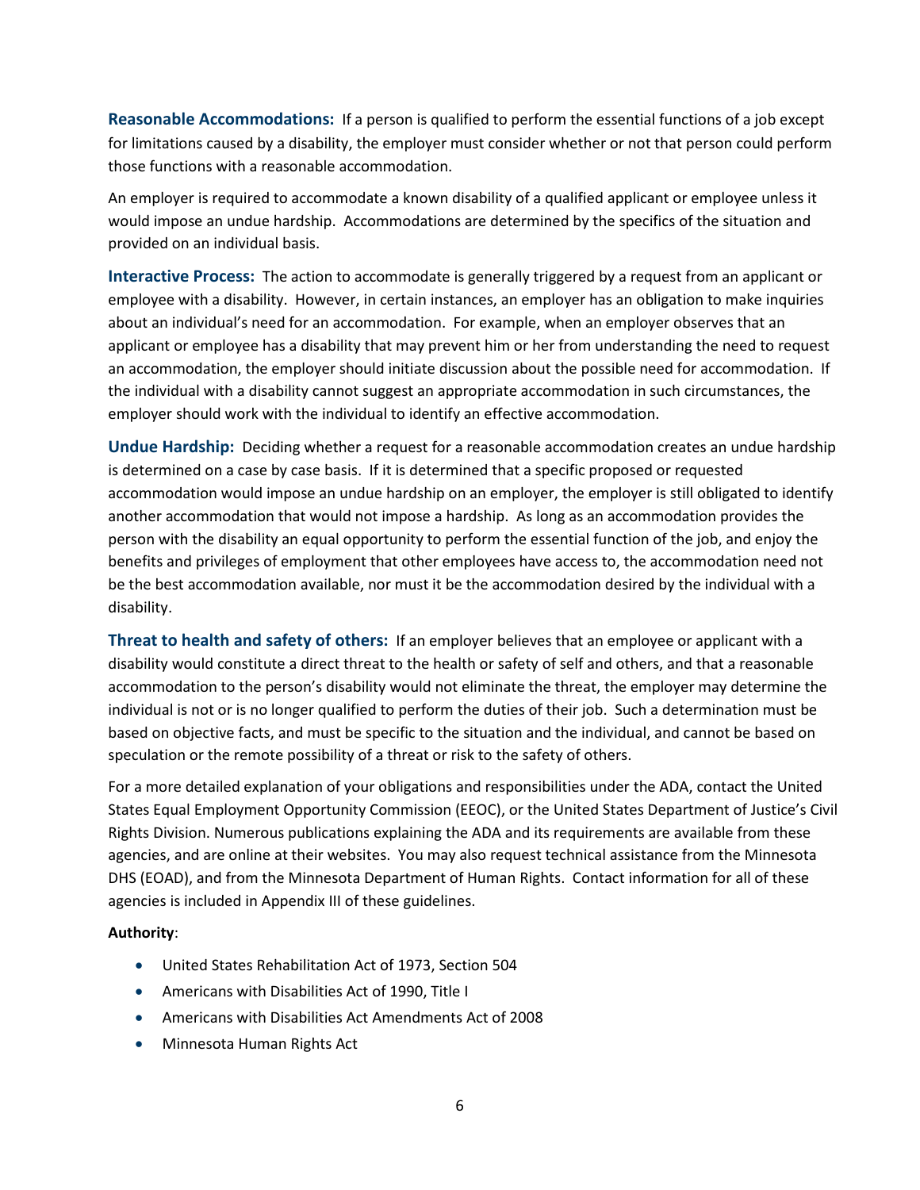**Reasonable Accommodations:** If a person is qualified to perform the essential functions of a job except for limitations caused by a disability, the employer must consider whether or not that person could perform those functions with a reasonable accommodation.

An employer is required to accommodate a known disability of a qualified applicant or employee unless it would impose an undue hardship. Accommodations are determined by the specifics of the situation and provided on an individual basis.

**Interactive Process:** The action to accommodate is generally triggered by a request from an applicant or employee with a disability. However, in certain instances, an employer has an obligation to make inquiries about an individual's need for an accommodation. For example, when an employer observes that an applicant or employee has a disability that may prevent him or her from understanding the need to request an accommodation, the employer should initiate discussion about the possible need for accommodation. If the individual with a disability cannot suggest an appropriate accommodation in such circumstances, the employer should work with the individual to identify an effective accommodation.

**Undue Hardship:** Deciding whether a request for a reasonable accommodation creates an undue hardship is determined on a case by case basis. If it is determined that a specific proposed or requested accommodation would impose an undue hardship on an employer, the employer is still obligated to identify another accommodation that would not impose a hardship. As long as an accommodation provides the person with the disability an equal opportunity to perform the essential function of the job, and enjoy the benefits and privileges of employment that other employees have access to, the accommodation need not be the best accommodation available, nor must it be the accommodation desired by the individual with a disability.

**Threat to health and safety of others:** If an employer believes that an employee or applicant with a disability would constitute a direct threat to the health or safety of self and others, and that a reasonable accommodation to the person's disability would not eliminate the threat, the employer may determine the individual is not or is no longer qualified to perform the duties of their job. Such a determination must be based on objective facts, and must be specific to the situation and the individual, and cannot be based on speculation or the remote possibility of a threat or risk to the safety of others.

For a more detailed explanation of your obligations and responsibilities under the ADA, contact the United States Equal Employment Opportunity Commission (EEOC), or the United States Department of Justice's Civil Rights Division. Numerous publications explaining the ADA and its requirements are available from these agencies, and are online at their websites. You may also request technical assistance from the Minnesota DHS (EOAD), and from the Minnesota Department of Human Rights. Contact information for all of these agencies is included in Appendix III of these guidelines.

**Authority**:

- United States Rehabilitation Act of 1973, Section 504
- Americans with Disabilities Act of 1990, Title I
- Americans with Disabilities Act Amendments Act of 2008
- Minnesota Human Rights Act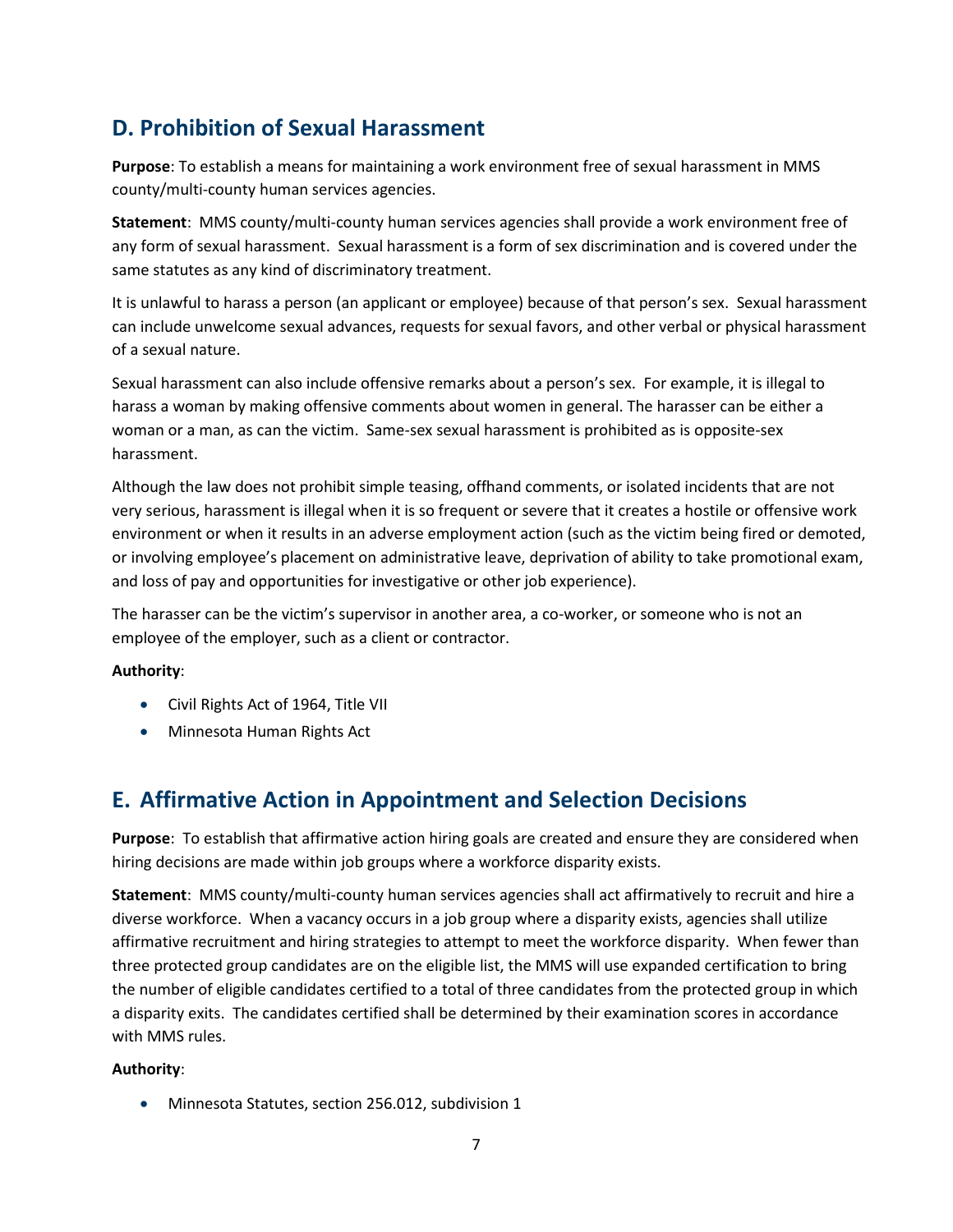## D. Prohibition of Sexual Harassment

**Purpose**: To establish a means for maintaining a work environment free of sexual harassment in MMS county/multi-county human services agencies.

**Statement**: MMS county/multi-county human services agencies shall provide a work environment free of any form of sexual harassment. Sexual harassment is a form of sex discrimination and is covered under the same statutes as any kind of discriminatory treatment.

It is unlawful to harass a person (an applicant or employee) because of that person's sex. Sexual harassment can include unwelcome sexual advances, requests for sexual favors, and other verbal or physical harassment of a sexual nature.

Sexual harassment can also include offensive remarks about a person's sex. For example, it is illegal to harass a woman by making offensive comments about women in general. The harasser can be either a woman or a man, as can the victim. Same-sex sexual harassment is prohibited as is opposite-sex harassment.

Although the law does not prohibit simple teasing, offhand comments, or isolated incidents that are not very serious, harassment is illegal when it is so frequent or severe that it creates a hostile or offensive work environment or when it results in an adverse employment action (such as the victim being fired or demoted, or involving employee's placement on administrative leave, deprivation of ability to take promotional exam, and loss of pay and opportunities for investigative or other job experience).

The harasser can be the victim's supervisor in another area, a co-worker, or someone who is not an employee of the employer, such as a client or contractor.

**Authority**:

- Civil Rights Act of 1964, Title VII
- Minnesota Human Rights Act

## E. Affirmative Action in Appointment and Selection Decisions

**Purpose**: To establish that affirmative action hiring goals are created and ensure they are considered when hiring decisions are made within job groups where a workforce disparity exists.

**Statement**: MMS county/multi-county human services agencies shall act affirmatively to recruit and hire a diverse workforce. When a vacancy occurs in a job group where a disparity exists, agencies shall utilize affirmative recruitment and hiring strategies to attempt to meet the workforce disparity. When fewer than three protected group candidates are on the eligible list, the MMS will use expanded certification to bring the number of eligible candidates certified to a total of three candidates from the protected group in which a disparity exits. The candidates certified shall be determined by their examination scores in accordance with MMS rules.

**Authority**:

- Minnesota Statutes, section 256.012, subdivision 1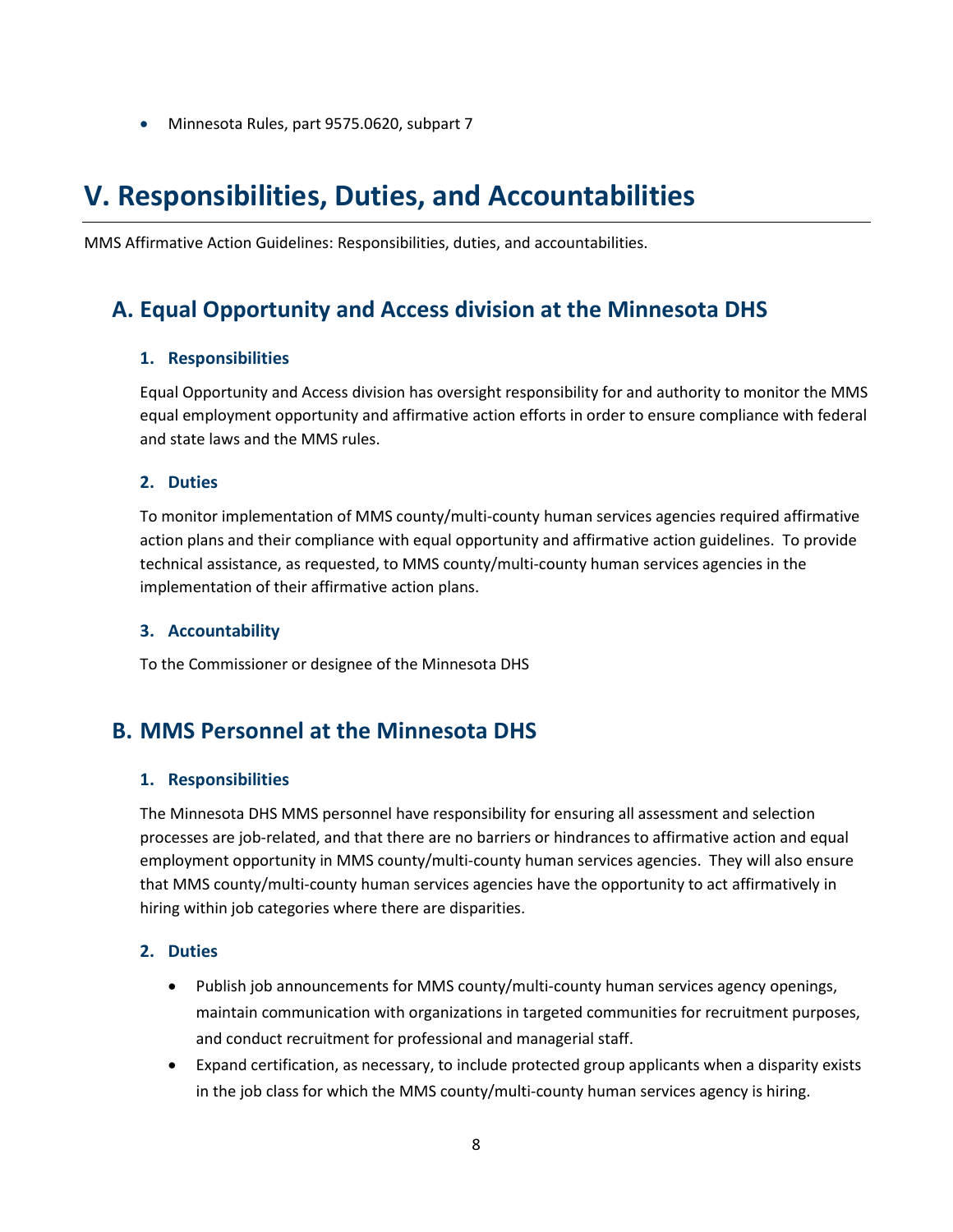- Minnesota Rules, part 9575.0620, subpart 7

# V. Responsibilities, Duties, and Accountabilities

MMS Affirmative Action Guidelines: Responsibilities, duties, and accountabilities.

## A. Equal Opportunity and Access division at the Minnesota DHS

### 1. Responsibilities

Equal Opportunity and Access division has oversight responsibility for and authority to monitor the MMS equal employment opportunity and affirmative action efforts in order to ensure compliance with federal and state laws and the MMS rules.

### 2. Duties

To monitor implementation of MMS county/multi-county human services agencies required affirmative action plans and their compliance with equal opportunity and affirmative action guidelines. To provide technical assistance, as requested, to MMS county/multi-county human services agencies in the implementation of their affirmative action plans.

### 3. Accountability

To the Commissioner or designee of the Minnesota DHS

## B. MMS Personnel at the Minnesota DHS

### 1. Responsibilities

The Minnesota DHS MMS personnel have responsibility for ensuring all assessment and selection processes are job-related, and that there are no barriers or hindrances to affirmative action and equal employment opportunity in MMS county/multi-county human services agencies. They will also ensure that MMS county/multi-county human services agencies have the opportunity to act affirmatively in hiring within job categories where there are disparities.

### 2. Duties

- Publish job announcements for MMS county/multi-county human services agency openings, maintain communication with organizations in targeted communities for recruitment purposes, and conduct recruitment for professional and managerial staff.
- Expand certification, as necessary, to include protected group applicants when a disparity exists in the job class for which the MMS county/multi-county human services agency is hiring.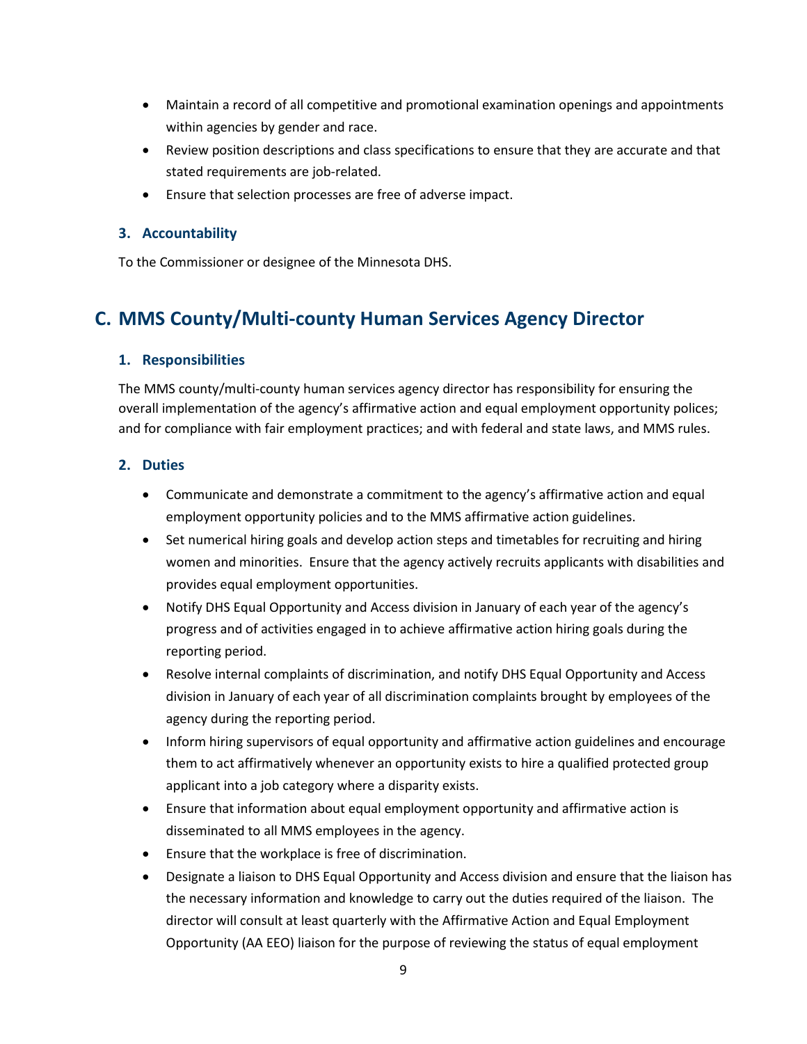- Maintain a record of all competitive and promotional examination openings and appointments within agencies by gender and race.
- Review position descriptions and class specifications to ensure that they are accurate and that stated requirements are job-related.
- Ensure that selection processes are free of adverse impact.

### 3. Accountability

To the Commissioner or designee of the Minnesota DHS.

## C. MMS County/Multi-county Human Services Agency Director

### 1. Responsibilities

The MMS county/multi-county human services agency director has responsibility for ensuring the overall implementation of the agency's affirmative action and equal employment opportunity polices; and for compliance with fair employment practices; and with federal and state laws, and MMS rules.

### 2. Duties

- Communicate and demonstrate a commitment to the agency's affirmative action and equal employment opportunity policies and to the MMS affirmative action guidelines.
- Set numerical hiring goals and develop action steps and timetables for recruiting and hiring women and minorities. Ensure that the agency actively recruits applicants with disabilities and provides equal employment opportunities.
- Notify DHS Equal Opportunity and Access division in January of each year of the agency's progress and of activities engaged in to achieve affirmative action hiring goals during the reporting period.
- Resolve internal complaints of discrimination, and notify DHS Equal Opportunity and Access division in January of each year of all discrimination complaints brought by employees of the agency during the reporting period.
- Inform hiring supervisors of equal opportunity and affirmative action guidelines and encourage them to act affirmatively whenever an opportunity exists to hire a qualified protected group applicant into a job category where a disparity exists.
- Ensure that information about equal employment opportunity and affirmative action is disseminated to all MMS employees in the agency.
- Ensure that the workplace is free of discrimination.
- Designate a liaison to DHS Equal Opportunity and Access division and ensure that the liaison has the necessary information and knowledge to carry out the duties required of the liaison. The director will consult at least quarterly with the Affirmative Action and Equal Employment Opportunity (AA EEO) liaison for the purpose of reviewing the status of equal employment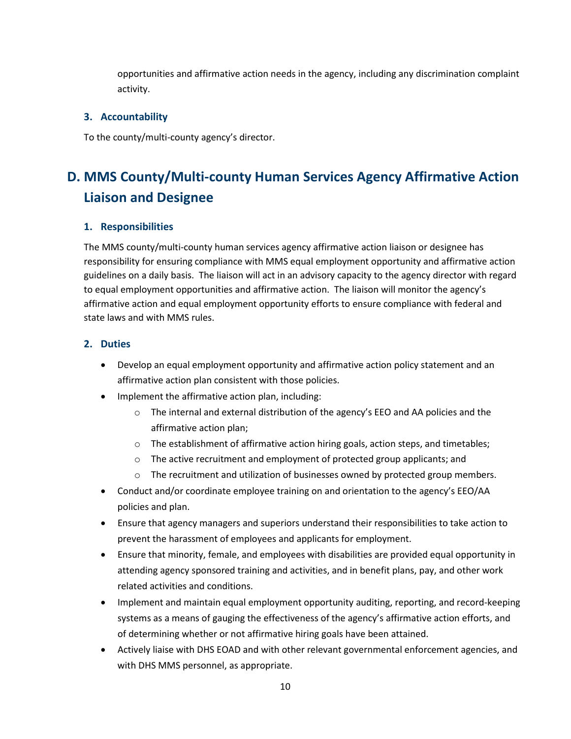opportunities and affirmative action needs in the agency, including any discrimination complaint activity.

### 3. Accountability

To the county/multi-county agency's director.

## D. MMS County/Multi-county Human Services Agency Affirmative Action Liaison and Designee

### 1. Responsibilities

The MMS county/multi-county human services agency affirmative action liaison or designee has responsibility for ensuring compliance with MMS equal employment opportunity and affirmative action guidelines on a daily basis. The liaison will act in an advisory capacity to the agency director with regard to equal employment opportunities and affirmative action. The liaison will monitor the agency's affirmative action and equal employment opportunity efforts to ensure compliance with federal and state laws and with MMS rules.

### 2. Duties

- Develop an equal employment opportunity and affirmative action policy statement and an affirmative action plan consistent with those policies.
- Implement the affirmative action plan, including:
  - The internal and external distribution of the agency's EEO and AA policies and the affirmative action plan;
  - The establishment of affirmative action hiring goals, action steps, and timetables;
  - The active recruitment and employment of protected group applicants; and
  - The recruitment and utilization of businesses owned by protected group members.
- Conduct and/or coordinate employee training on and orientation to the agency's EEO/AA policies and plan.
- Ensure that agency managers and superiors understand their responsibilities to take action to prevent the harassment of employees and applicants for employment.
- Ensure that minority, female, and employees with disabilities are provided equal opportunity in attending agency sponsored training and activities, and in benefit plans, pay, and other work related activities and conditions.
- Implement and maintain equal employment opportunity auditing, reporting, and record-keeping systems as a means of gauging the effectiveness of the agency's affirmative action efforts, and of determining whether or not affirmative hiring goals have been attained.
- Actively liaise with DHS EOAD and with other relevant governmental enforcement agencies, and with DHS MMS personnel, as appropriate.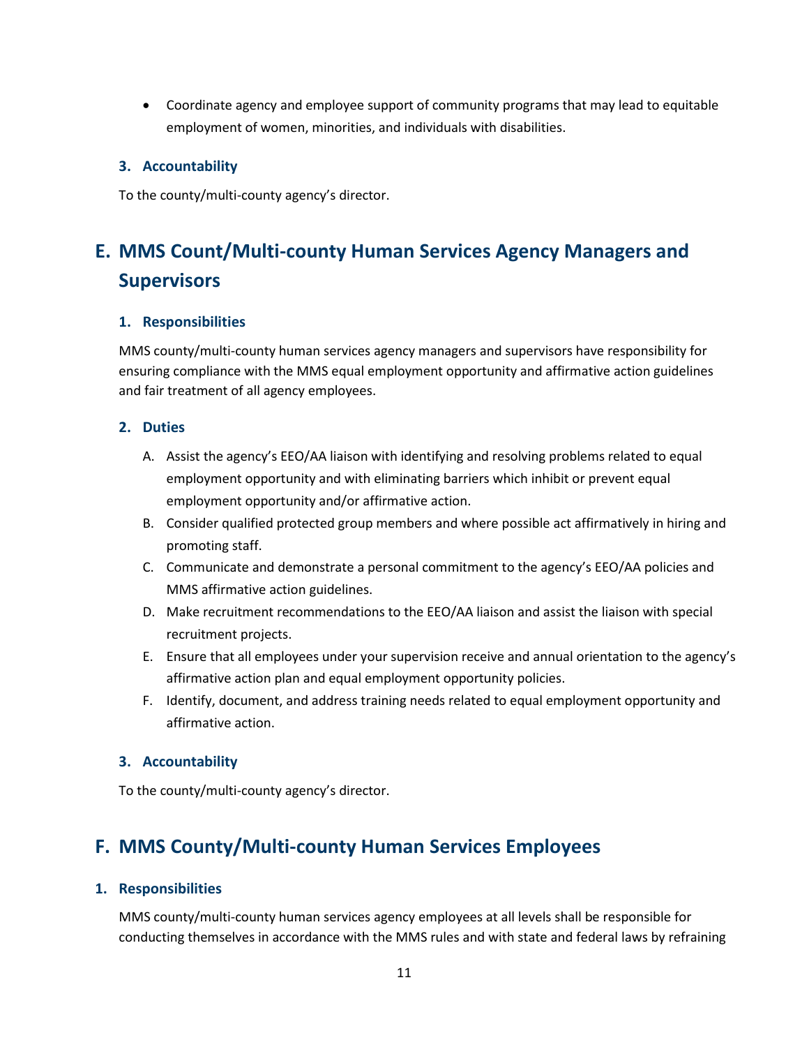- Coordinate agency and employee support of community programs that may lead to equitable employment of women, minorities, and individuals with disabilities.

### 3. Accountability

To the county/multi-county agency's director.

## E. MMS Count/Multi-county Human Services Agency Managers and Supervisors

### 1. Responsibilities

MMS county/multi-county human services agency managers and supervisors have responsibility for ensuring compliance with the MMS equal employment opportunity and affirmative action guidelines and fair treatment of all agency employees.

### 2. Duties

A. Assist the agency's EEO/AA liaison with identifying and resolving problems related to equal employment opportunity and with eliminating barriers which inhibit or prevent equal employment opportunity and/or affirmative action.
B. Consider qualified protected group members and where possible act affirmatively in hiring and promoting staff.
C. Communicate and demonstrate a personal commitment to the agency's EEO/AA policies and MMS affirmative action guidelines.
D. Make recruitment recommendations to the EEO/AA liaison and assist the liaison with special recruitment projects.
E. Ensure that all employees under your supervision receive and annual orientation to the agency's affirmative action plan and equal employment opportunity policies.
F. Identify, document, and address training needs related to equal employment opportunity and affirmative action.

### 3. Accountability

To the county/multi-county agency's director.

## F. MMS County/Multi-county Human Services Employees

### 1. Responsibilities

MMS county/multi-county human services agency employees at all levels shall be responsible for conducting themselves in accordance with the MMS rules and with state and federal laws by refraining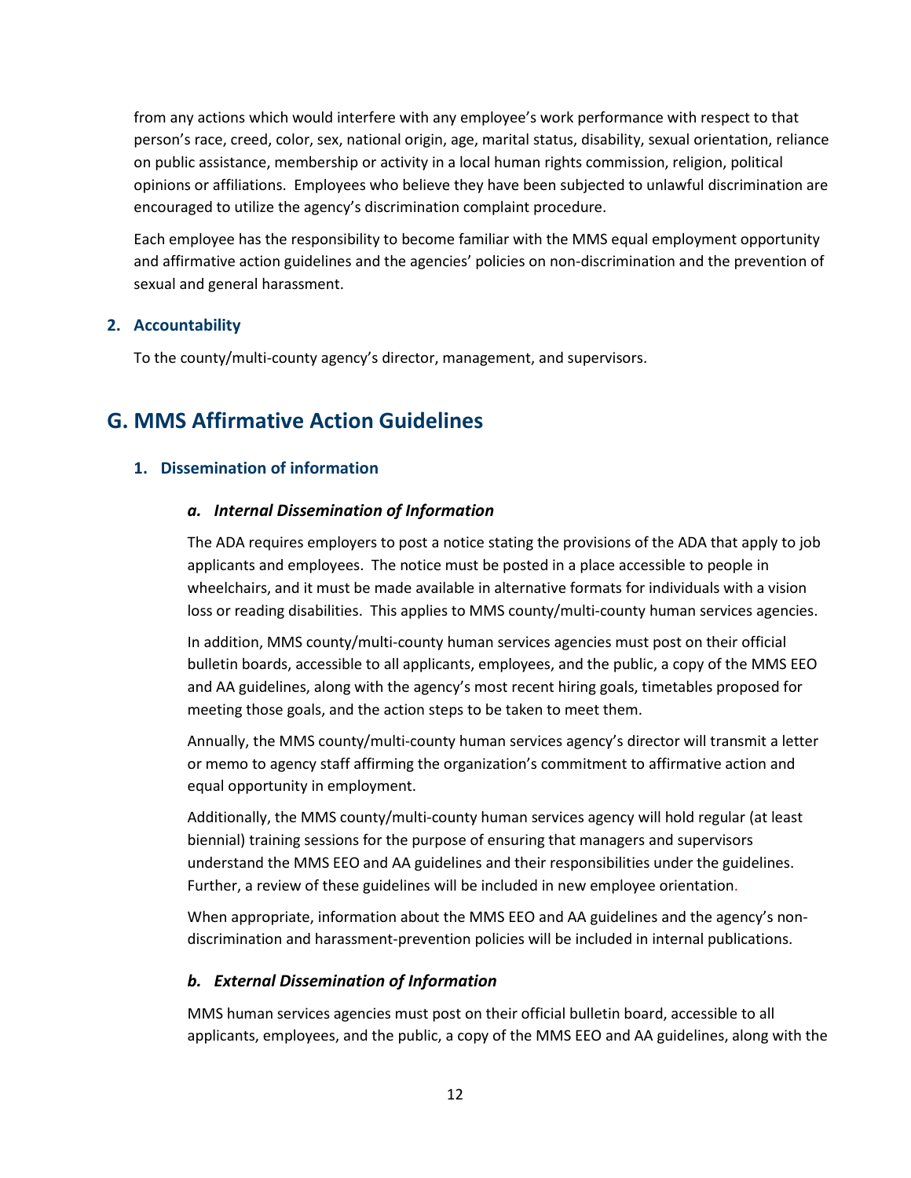from any actions which would interfere with any employee's work performance with respect to that person's race, creed, color, sex, national origin, age, marital status, disability, sexual orientation, reliance on public assistance, membership or activity in a local human rights commission, religion, political opinions or affiliations. Employees who believe they have been subjected to unlawful discrimination are encouraged to utilize the agency's discrimination complaint procedure.

Each employee has the responsibility to become familiar with the MMS equal employment opportunity and affirmative action guidelines and the agencies' policies on non-discrimination and the prevention of sexual and general harassment.

### 2. Accountability

To the county/multi-county agency's director, management, and supervisors.

## G. MMS Affirmative Action Guidelines

### 1. Dissemination of information

#### *a. Internal Dissemination of Information*

The ADA requires employers to post a notice stating the provisions of the ADA that apply to job applicants and employees. The notice must be posted in a place accessible to people in wheelchairs, and it must be made available in alternative formats for individuals with a vision loss or reading disabilities. This applies to MMS county/multi-county human services agencies.

In addition, MMS county/multi-county human services agencies must post on their official bulletin boards, accessible to all applicants, employees, and the public, a copy of the MMS EEO and AA guidelines, along with the agency's most recent hiring goals, timetables proposed for meeting those goals, and the action steps to be taken to meet them.

Annually, the MMS county/multi-county human services agency's director will transmit a letter or memo to agency staff affirming the organization's commitment to affirmative action and equal opportunity in employment.

Additionally, the MMS county/multi-county human services agency will hold regular (at least biennial) training sessions for the purpose of ensuring that managers and supervisors understand the MMS EEO and AA guidelines and their responsibilities under the guidelines. Further, a review of these guidelines will be included in new employee orientation.

When appropriate, information about the MMS EEO and AA guidelines and the agency's non-discrimination and harassment-prevention policies will be included in internal publications.

#### *b. External Dissemination of Information*

MMS human services agencies must post on their official bulletin board, accessible to all applicants, employees, and the public, a copy of the MMS EEO and AA guidelines, along with the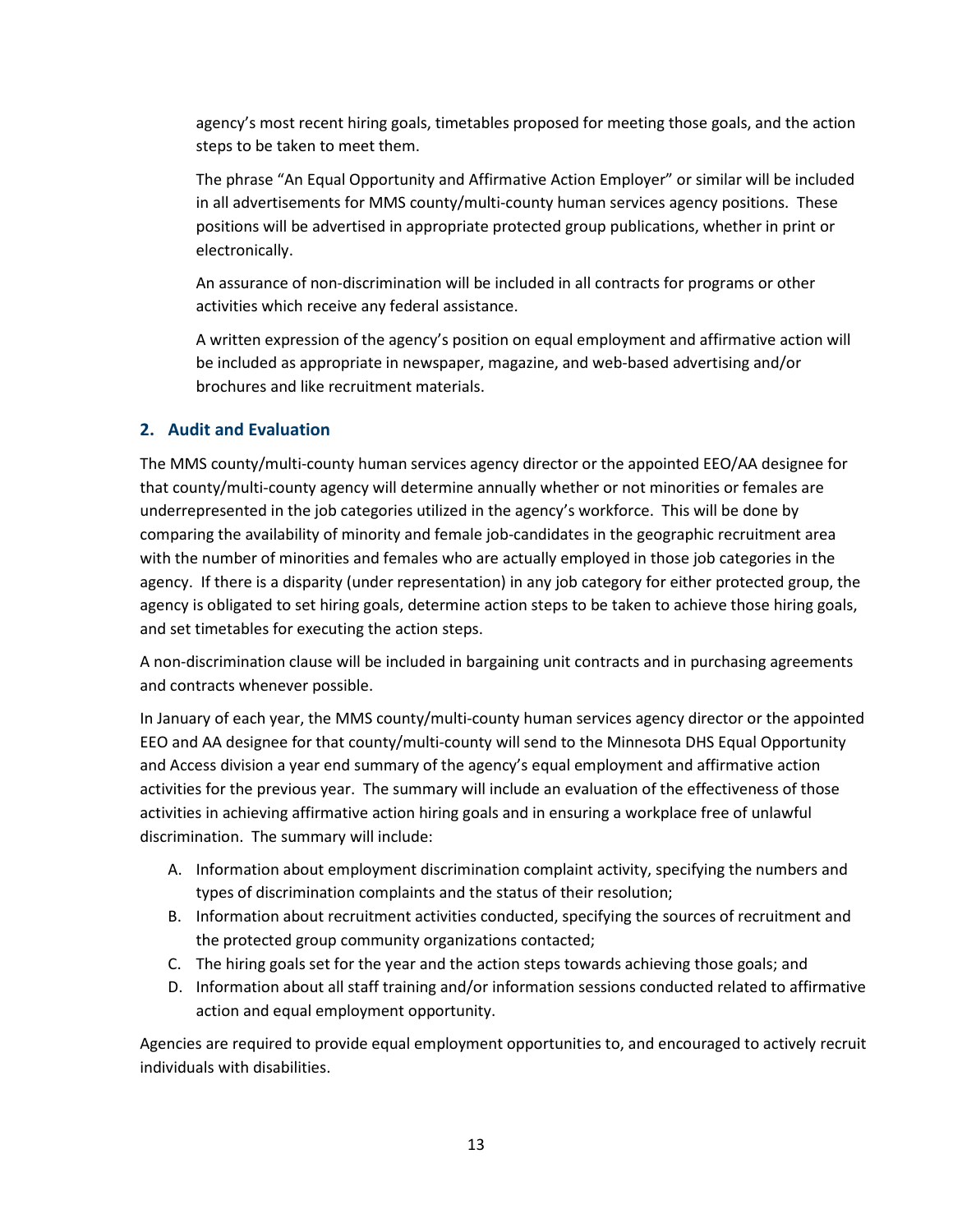agency's most recent hiring goals, timetables proposed for meeting those goals, and the action steps to be taken to meet them.

The phrase "An Equal Opportunity and Affirmative Action Employer" or similar will be included in all advertisements for MMS county/multi-county human services agency positions. These positions will be advertised in appropriate protected group publications, whether in print or electronically.

An assurance of non-discrimination will be included in all contracts for programs or other activities which receive any federal assistance.

A written expression of the agency's position on equal employment and affirmative action will be included as appropriate in newspaper, magazine, and web-based advertising and/or brochures and like recruitment materials.

## 2. Audit and Evaluation

The MMS county/multi-county human services agency director or the appointed EEO/AA designee for that county/multi-county agency will determine annually whether or not minorities or females are underrepresented in the job categories utilized in the agency's workforce. This will be done by comparing the availability of minority and female job-candidates in the geographic recruitment area with the number of minorities and females who are actually employed in those job categories in the agency. If there is a disparity (under representation) in any job category for either protected group, the agency is obligated to set hiring goals, determine action steps to be taken to achieve those hiring goals, and set timetables for executing the action steps.

A non-discrimination clause will be included in bargaining unit contracts and in purchasing agreements and contracts whenever possible.

In January of each year, the MMS county/multi-county human services agency director or the appointed EEO and AA designee for that county/multi-county will send to the Minnesota DHS Equal Opportunity and Access division a year end summary of the agency's equal employment and affirmative action activities for the previous year. The summary will include an evaluation of the effectiveness of those activities in achieving affirmative action hiring goals and in ensuring a workplace free of unlawful discrimination. The summary will include:

A. Information about employment discrimination complaint activity, specifying the numbers and types of discrimination complaints and the status of their resolution;
B. Information about recruitment activities conducted, specifying the sources of recruitment and the protected group community organizations contacted;
C. The hiring goals set for the year and the action steps towards achieving those goals; and
D. Information about all staff training and/or information sessions conducted related to affirmative action and equal employment opportunity.

Agencies are required to provide equal employment opportunities to, and encouraged to actively recruit individuals with disabilities.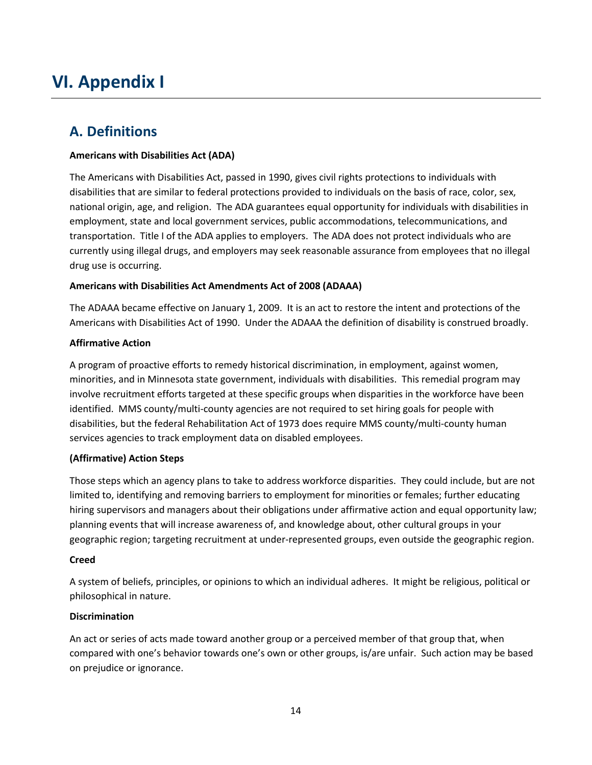# VI. Appendix I

## A. Definitions

**Americans with Disabilities Act (ADA)**

The Americans with Disabilities Act, passed in 1990, gives civil rights protections to individuals with disabilities that are similar to federal protections provided to individuals on the basis of race, color, sex, national origin, age, and religion. The ADA guarantees equal opportunity for individuals with disabilities in employment, state and local government services, public accommodations, telecommunications, and transportation. Title I of the ADA applies to employers. The ADA does not protect individuals who are currently using illegal drugs, and employers may seek reasonable assurance from employees that no illegal drug use is occurring.

**Americans with Disabilities Act Amendments Act of 2008 (ADAAA)**

The ADAAA became effective on January 1, 2009. It is an act to restore the intent and protections of the Americans with Disabilities Act of 1990. Under the ADAAA the definition of disability is construed broadly.

**Affirmative Action**

A program of proactive efforts to remedy historical discrimination, in employment, against women, minorities, and in Minnesota state government, individuals with disabilities. This remedial program may involve recruitment efforts targeted at these specific groups when disparities in the workforce have been identified. MMS county/multi-county agencies are not required to set hiring goals for people with disabilities, but the federal Rehabilitation Act of 1973 does require MMS county/multi-county human services agencies to track employment data on disabled employees.

**(Affirmative) Action Steps**

Those steps which an agency plans to take to address workforce disparities. They could include, but are not limited to, identifying and removing barriers to employment for minorities or females; further educating hiring supervisors and managers about their obligations under affirmative action and equal opportunity law; planning events that will increase awareness of, and knowledge about, other cultural groups in your geographic region; targeting recruitment at under-represented groups, even outside the geographic region.

**Creed**

A system of beliefs, principles, or opinions to which an individual adheres. It might be religious, political or philosophical in nature.

**Discrimination**

An act or series of acts made toward another group or a perceived member of that group that, when compared with one's behavior towards one's own or other groups, is/are unfair. Such action may be based on prejudice or ignorance.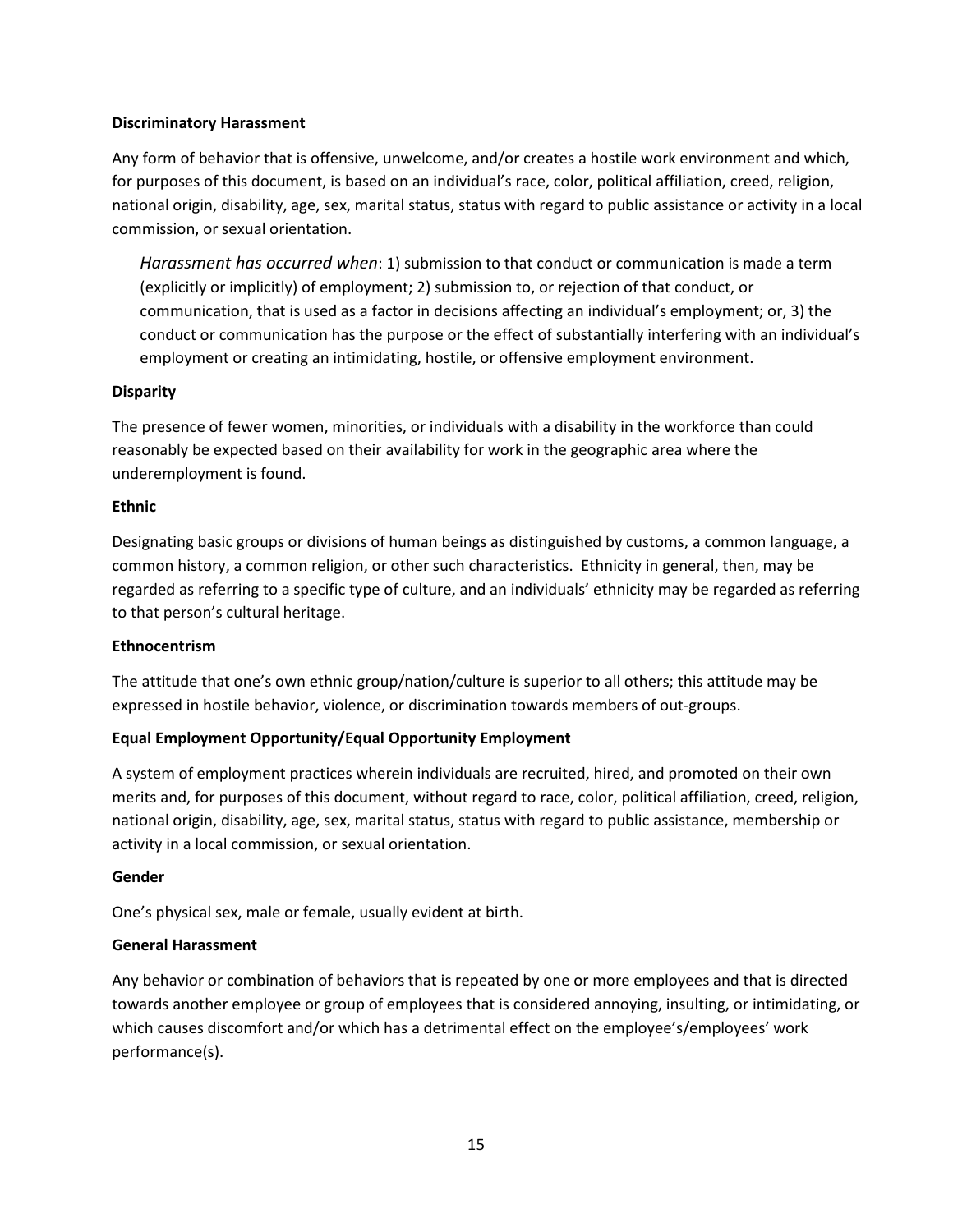**Discriminatory Harassment**

Any form of behavior that is offensive, unwelcome, and/or creates a hostile work environment and which, for purposes of this document, is based on an individual's race, color, political affiliation, creed, religion, national origin, disability, age, sex, marital status, status with regard to public assistance or activity in a local commission, or sexual orientation.

> *Harassment has occurred when*: 1) submission to that conduct or communication is made a term (explicitly or implicitly) of employment; 2) submission to, or rejection of that conduct, or communication, that is used as a factor in decisions affecting an individual's employment; or, 3) the conduct or communication has the purpose or the effect of substantially interfering with an individual's employment or creating an intimidating, hostile, or offensive employment environment.

**Disparity**

The presence of fewer women, minorities, or individuals with a disability in the workforce than could reasonably be expected based on their availability for work in the geographic area where the underemployment is found.

**Ethnic**

Designating basic groups or divisions of human beings as distinguished by customs, a common language, a common history, a common religion, or other such characteristics. Ethnicity in general, then, may be regarded as referring to a specific type of culture, and an individuals' ethnicity may be regarded as referring to that person's cultural heritage.

**Ethnocentrism**

The attitude that one's own ethnic group/nation/culture is superior to all others; this attitude may be expressed in hostile behavior, violence, or discrimination towards members of out-groups.

**Equal Employment Opportunity/Equal Opportunity Employment**

A system of employment practices wherein individuals are recruited, hired, and promoted on their own merits and, for purposes of this document, without regard to race, color, political affiliation, creed, religion, national origin, disability, age, sex, marital status, status with regard to public assistance, membership or activity in a local commission, or sexual orientation.

**Gender**

One's physical sex, male or female, usually evident at birth.

**General Harassment**

Any behavior or combination of behaviors that is repeated by one or more employees and that is directed towards another employee or group of employees that is considered annoying, insulting, or intimidating, or which causes discomfort and/or which has a detrimental effect on the employee's/employees' work performance(s).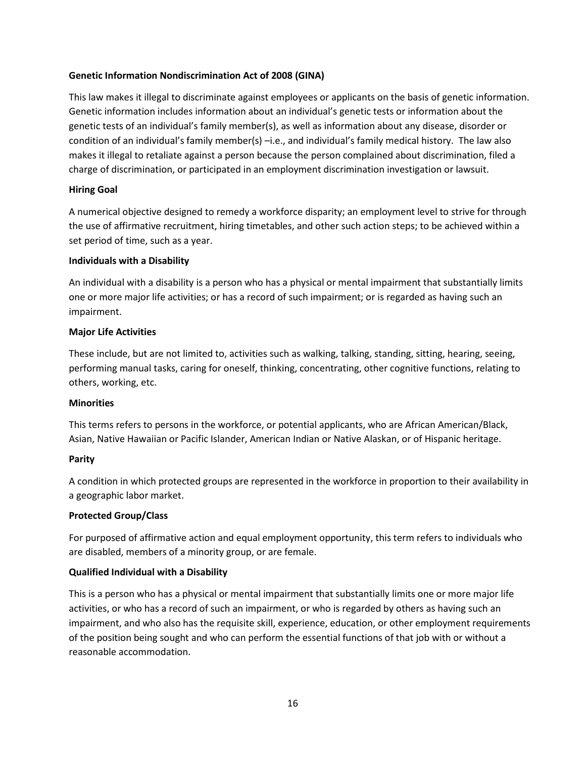**Genetic Information Nondiscrimination Act of 2008 (GINA)**

This law makes it illegal to discriminate against employees or applicants on the basis of genetic information. Genetic information includes information about an individual's genetic tests or information about the genetic tests of an individual's family member(s), as well as information about any disease, disorder or condition of an individual's family member(s) –i.e., and individual's family medical history. The law also makes it illegal to retaliate against a person because the person complained about discrimination, filed a charge of discrimination, or participated in an employment discrimination investigation or lawsuit.

**Hiring Goal**

A numerical objective designed to remedy a workforce disparity; an employment level to strive for through the use of affirmative recruitment, hiring timetables, and other such action steps; to be achieved within a set period of time, such as a year.

**Individuals with a Disability**

An individual with a disability is a person who has a physical or mental impairment that substantially limits one or more major life activities; or has a record of such impairment; or is regarded as having such an impairment.

**Major Life Activities**

These include, but are not limited to, activities such as walking, talking, standing, sitting, hearing, seeing, performing manual tasks, caring for oneself, thinking, concentrating, other cognitive functions, relating to others, working, etc.

**Minorities**

This terms refers to persons in the workforce, or potential applicants, who are African American/Black, Asian, Native Hawaiian or Pacific Islander, American Indian or Native Alaskan, or of Hispanic heritage.

**Parity**

A condition in which protected groups are represented in the workforce in proportion to their availability in a geographic labor market.

**Protected Group/Class**

For purposed of affirmative action and equal employment opportunity, this term refers to individuals who are disabled, members of a minority group, or are female.

**Qualified Individual with a Disability**

This is a person who has a physical or mental impairment that substantially limits one or more major life activities, or who has a record of such an impairment, or who is regarded by others as having such an impairment, and who also has the requisite skill, experience, education, or other employment requirements of the position being sought and who can perform the essential functions of that job with or without a reasonable accommodation.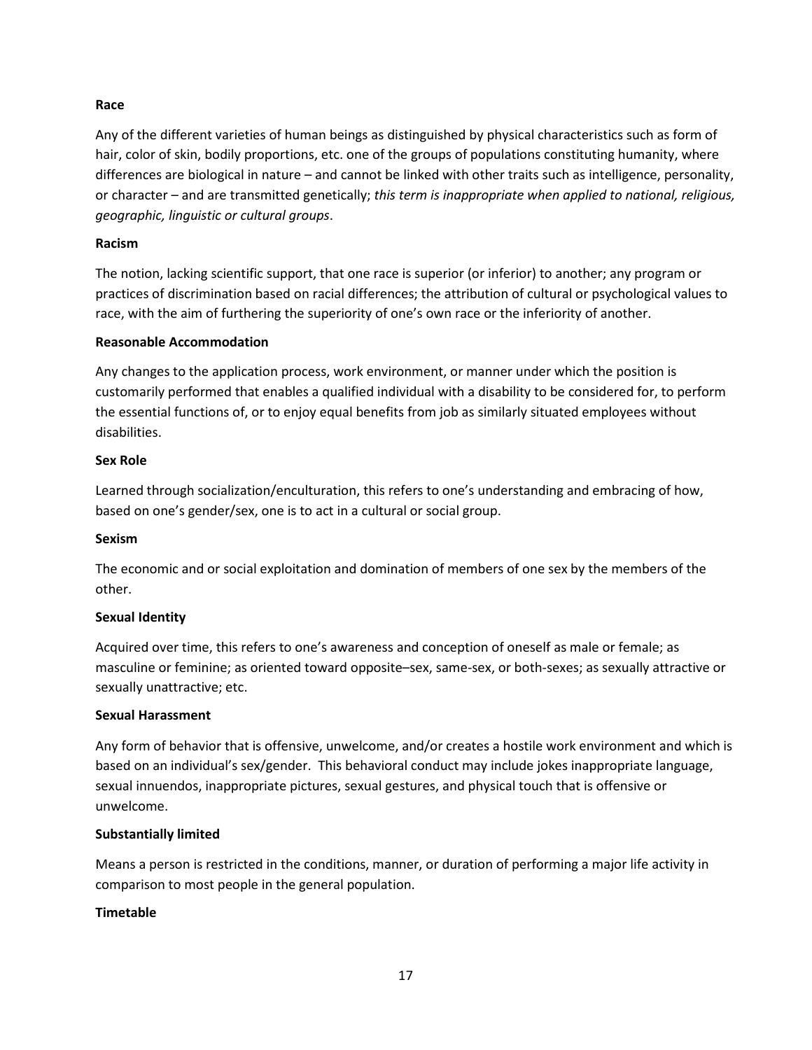**Race**

Any of the different varieties of human beings as distinguished by physical characteristics such as form of hair, color of skin, bodily proportions, etc. one of the groups of populations constituting humanity, where differences are biological in nature – and cannot be linked with other traits such as intelligence, personality, or character – and are transmitted genetically; *this term is inappropriate when applied to national, religious, geographic, linguistic or cultural groups*.

**Racism**

The notion, lacking scientific support, that one race is superior (or inferior) to another; any program or practices of discrimination based on racial differences; the attribution of cultural or psychological values to race, with the aim of furthering the superiority of one's own race or the inferiority of another.

**Reasonable Accommodation**

Any changes to the application process, work environment, or manner under which the position is customarily performed that enables a qualified individual with a disability to be considered for, to perform the essential functions of, or to enjoy equal benefits from job as similarly situated employees without disabilities.

**Sex Role**

Learned through socialization/enculturation, this refers to one's understanding and embracing of how, based on one's gender/sex, one is to act in a cultural or social group.

**Sexism**

The economic and or social exploitation and domination of members of one sex by the members of the other.

**Sexual Identity**

Acquired over time, this refers to one's awareness and conception of oneself as male or female; as masculine or feminine; as oriented toward opposite–sex, same-sex, or both-sexes; as sexually attractive or sexually unattractive; etc.

**Sexual Harassment**

Any form of behavior that is offensive, unwelcome, and/or creates a hostile work environment and which is based on an individual's sex/gender. This behavioral conduct may include jokes inappropriate language, sexual innuendos, inappropriate pictures, sexual gestures, and physical touch that is offensive or unwelcome.

**Substantially limited**

Means a person is restricted in the conditions, manner, or duration of performing a major life activity in comparison to most people in the general population.

**Timetable**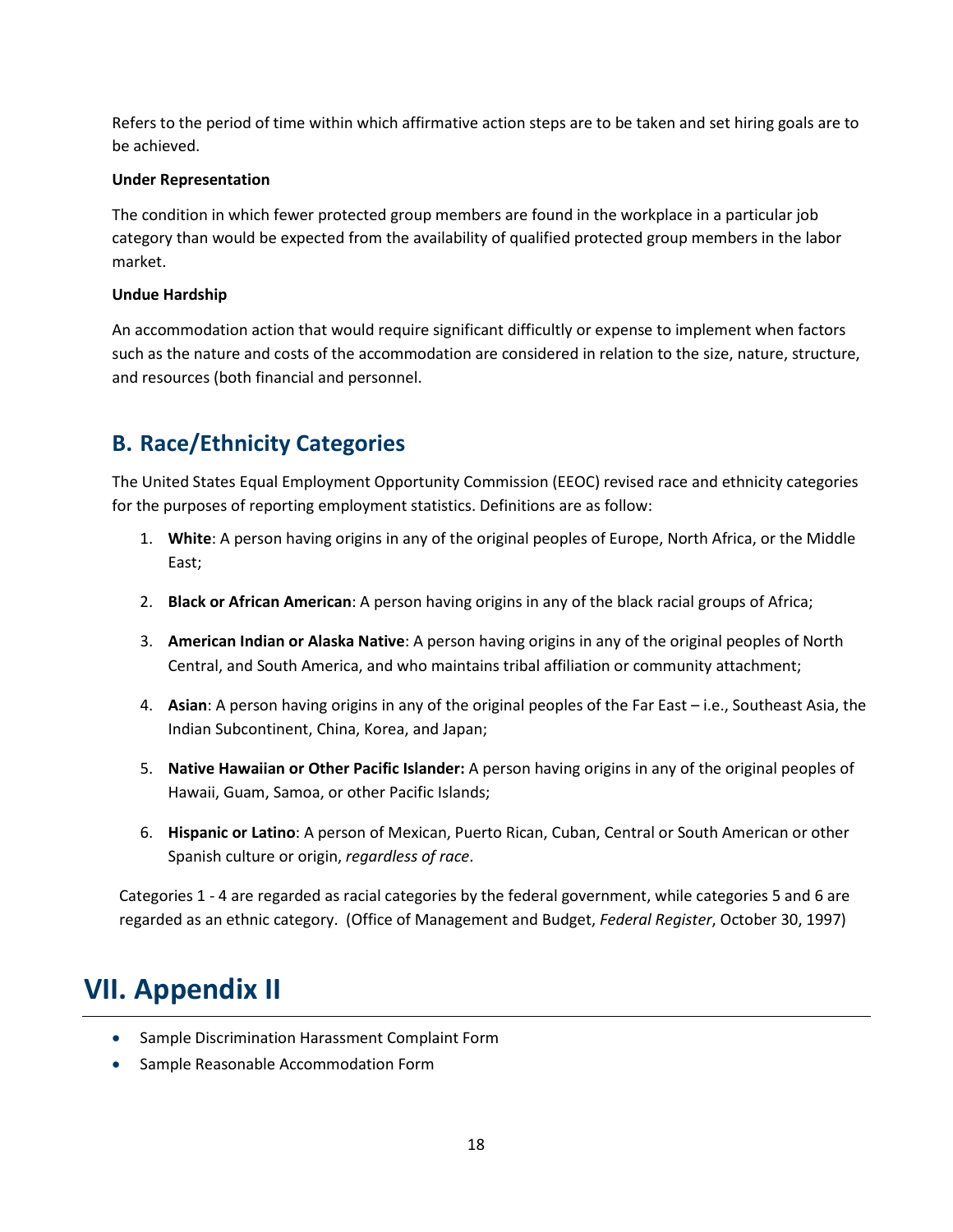Refers to the period of time within which affirmative action steps are to be taken and set hiring goals are to be achieved.

**Under Representation**

The condition in which fewer protected group members are found in the workplace in a particular job category than would be expected from the availability of qualified protected group members in the labor market.

**Undue Hardship**

An accommodation action that would require significant difficultly or expense to implement when factors such as the nature and costs of the accommodation are considered in relation to the size, nature, structure, and resources (both financial and personnel.

## B. Race/Ethnicity Categories

The United States Equal Employment Opportunity Commission (EEOC) revised race and ethnicity categories for the purposes of reporting employment statistics. Definitions are as follow:

1. **White**: A person having origins in any of the original peoples of Europe, North Africa, or the Middle East;
2. **Black or African American**: A person having origins in any of the black racial groups of Africa;
3. **American Indian or Alaska Native**: A person having origins in any of the original peoples of North Central, and South America, and who maintains tribal affiliation or community attachment;
4. **Asian**: A person having origins in any of the original peoples of the Far East – i.e., Southeast Asia, the Indian Subcontinent, China, Korea, and Japan;
5. **Native Hawaiian or Other Pacific Islander:** A person having origins in any of the original peoples of Hawaii, Guam, Samoa, or other Pacific Islands;
6. **Hispanic or Latino**: A person of Mexican, Puerto Rican, Cuban, Central or South American or other Spanish culture or origin, *regardless of race*.

Categories 1 - 4 are regarded as racial categories by the federal government, while categories 5 and 6 are regarded as an ethnic category. (Office of Management and Budget, *Federal Register*, October 30, 1997)

# VII. Appendix II

- Sample Discrimination Harassment Complaint Form
- Sample Reasonable Accommodation Form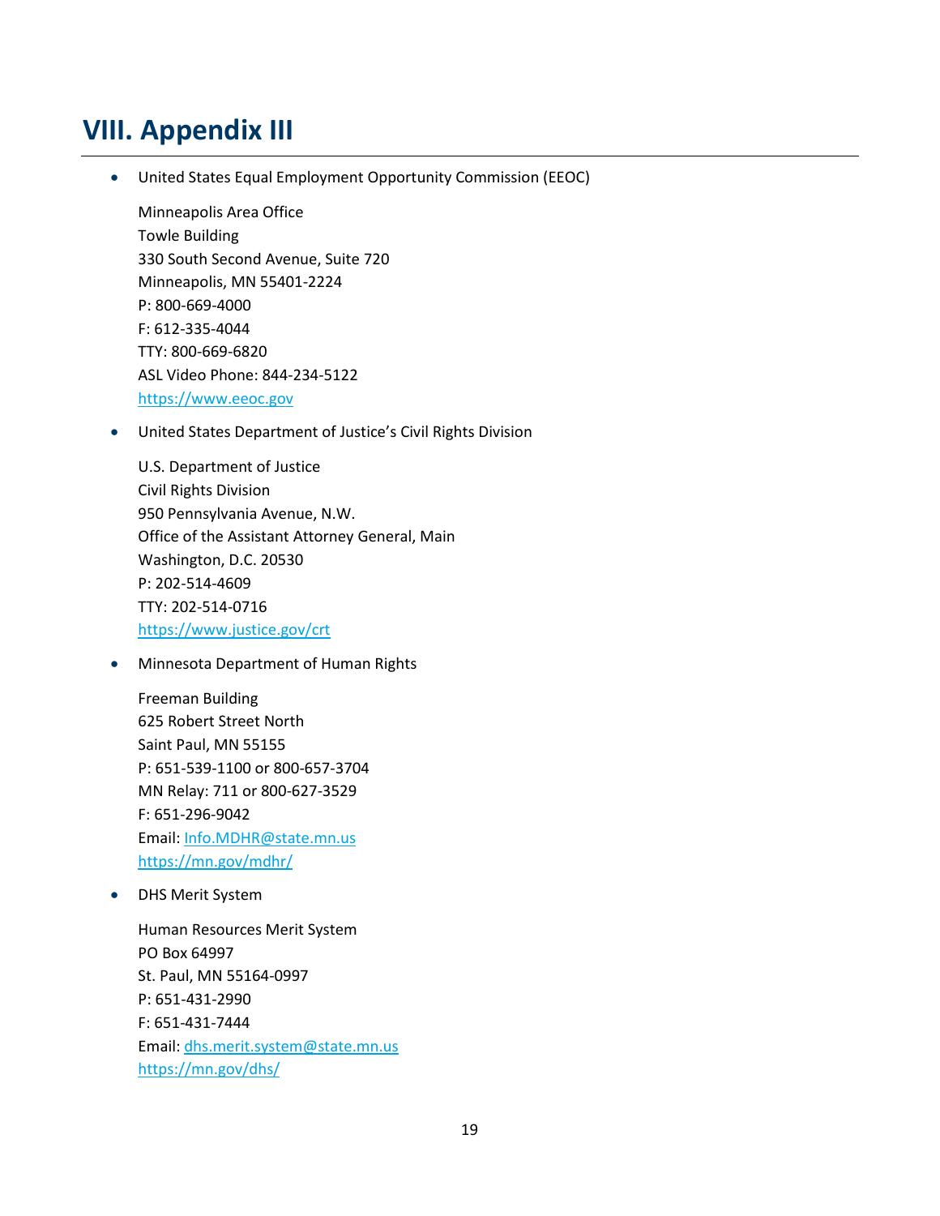# VIII. Appendix III

- United States Equal Employment Opportunity Commission (EEOC)

  Minneapolis Area Office
  Towle Building
  330 South Second Avenue, Suite 720
  Minneapolis, MN 55401-2224
  P: 800-669-4000
  F: 612-335-4044
  TTY: 800-669-6820
  ASL Video Phone: 844-234-5122
  https://www.eeoc.gov

- United States Department of Justice's Civil Rights Division

  U.S. Department of Justice
  Civil Rights Division
  950 Pennsylvania Avenue, N.W.
  Office of the Assistant Attorney General, Main
  Washington, D.C. 20530
  P: 202-514-4609
  TTY: 202-514-0716
  https://www.justice.gov/crt

- Minnesota Department of Human Rights

  Freeman Building
  625 Robert Street North
  Saint Paul, MN 55155
  P: 651-539-1100 or 800-657-3704
  MN Relay: 711 or 800-627-3529
  F: 651-296-9042
  Email: Info.MDHR@state.mn.us
  https://mn.gov/mdhr/

- DHS Merit System

  Human Resources Merit System
  PO Box 64997
  St. Paul, MN 55164-0997
  P: 651-431-2990
  F: 651-431-7444
  Email: dhs.merit.system@state.mn.us
  https://mn.gov/dhs/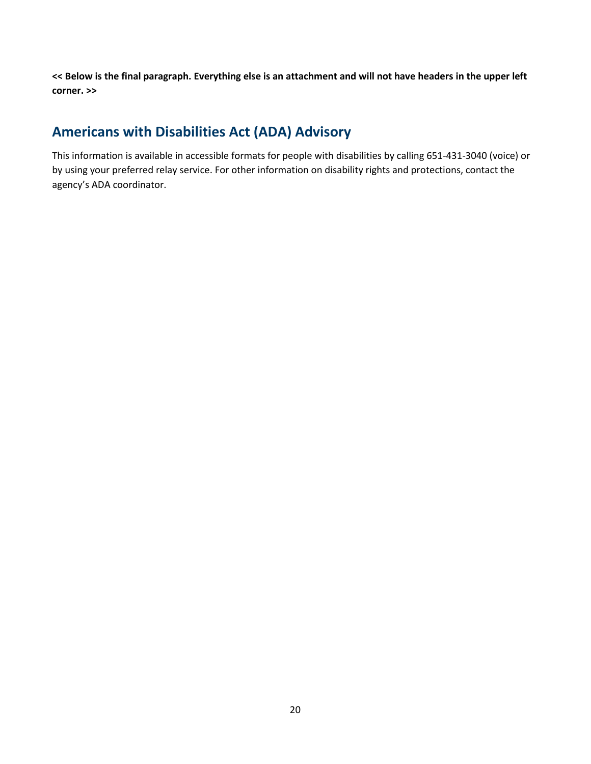**<< Below is the final paragraph. Everything else is an attachment and will not have headers in the upper left corner. >>**

## Americans with Disabilities Act (ADA) Advisory

This information is available in accessible formats for people with disabilities by calling 651-431-3040 (voice) or by using your preferred relay service. For other information on disability rights and protections, contact the agency's ADA coordinator.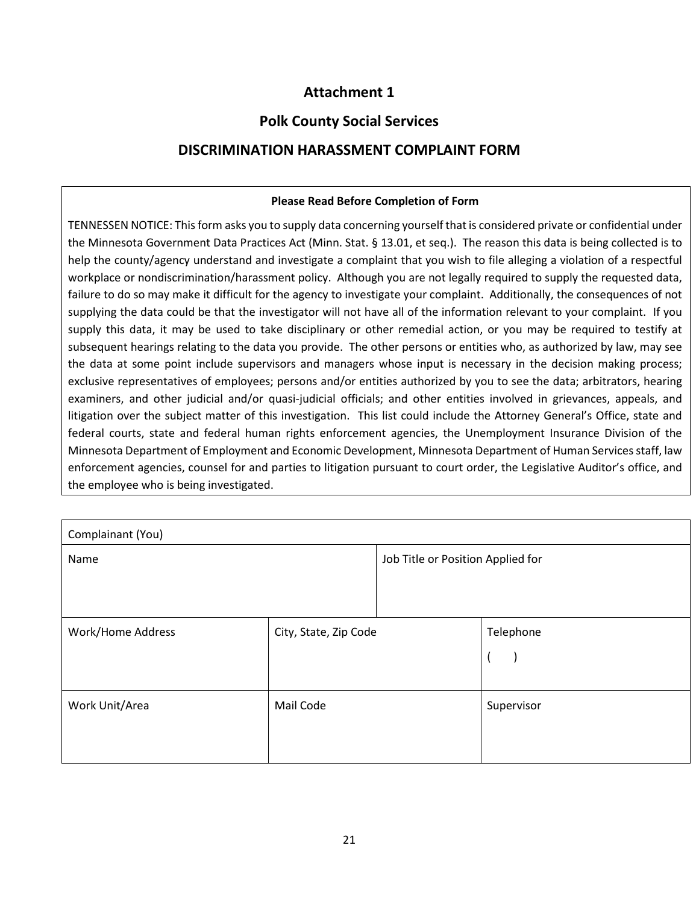# Attachment 1

## Polk County Social Services

## DISCRIMINATION HARASSMENT COMPLAINT FORM

**Please Read Before Completion of Form**

TENNESSEN NOTICE: This form asks you to supply data concerning yourself that is considered private or confidential under the Minnesota Government Data Practices Act (Minn. Stat. § 13.01, et seq.). The reason this data is being collected is to help the county/agency understand and investigate a complaint that you wish to file alleging a violation of a respectful workplace or nondiscrimination/harassment policy. Although you are not legally required to supply the requested data, failure to do so may make it difficult for the agency to investigate your complaint. Additionally, the consequences of not supplying the data could be that the investigator will not have all of the information relevant to your complaint. If you supply this data, it may be used to take disciplinary or other remedial action, or you may be required to testify at subsequent hearings relating to the data you provide. The other persons or entities who, as authorized by law, may see the data at some point include supervisors and managers whose input is necessary in the decision making process; exclusive representatives of employees; persons and/or entities authorized by you to see the data; arbitrators, hearing examiners, and other judicial and/or quasi-judicial officials; and other entities involved in grievances, appeals, and litigation over the subject matter of this investigation. This list could include the Attorney General's Office, state and federal courts, state and federal human rights enforcement agencies, the Unemployment Insurance Division of the Minnesota Department of Employment and Economic Development, Minnesota Department of Human Services staff, law enforcement agencies, counsel for and parties to litigation pursuant to court order, the Legislative Auditor's office, and the employee who is being investigated.

| Complainant (You) | | |
|---|---|---|
| Name | | Job Title or Position Applied for |
| Work/Home Address | City, State, Zip Code | Telephone<br>(    ) |
| Work Unit/Area | Mail Code | Supervisor |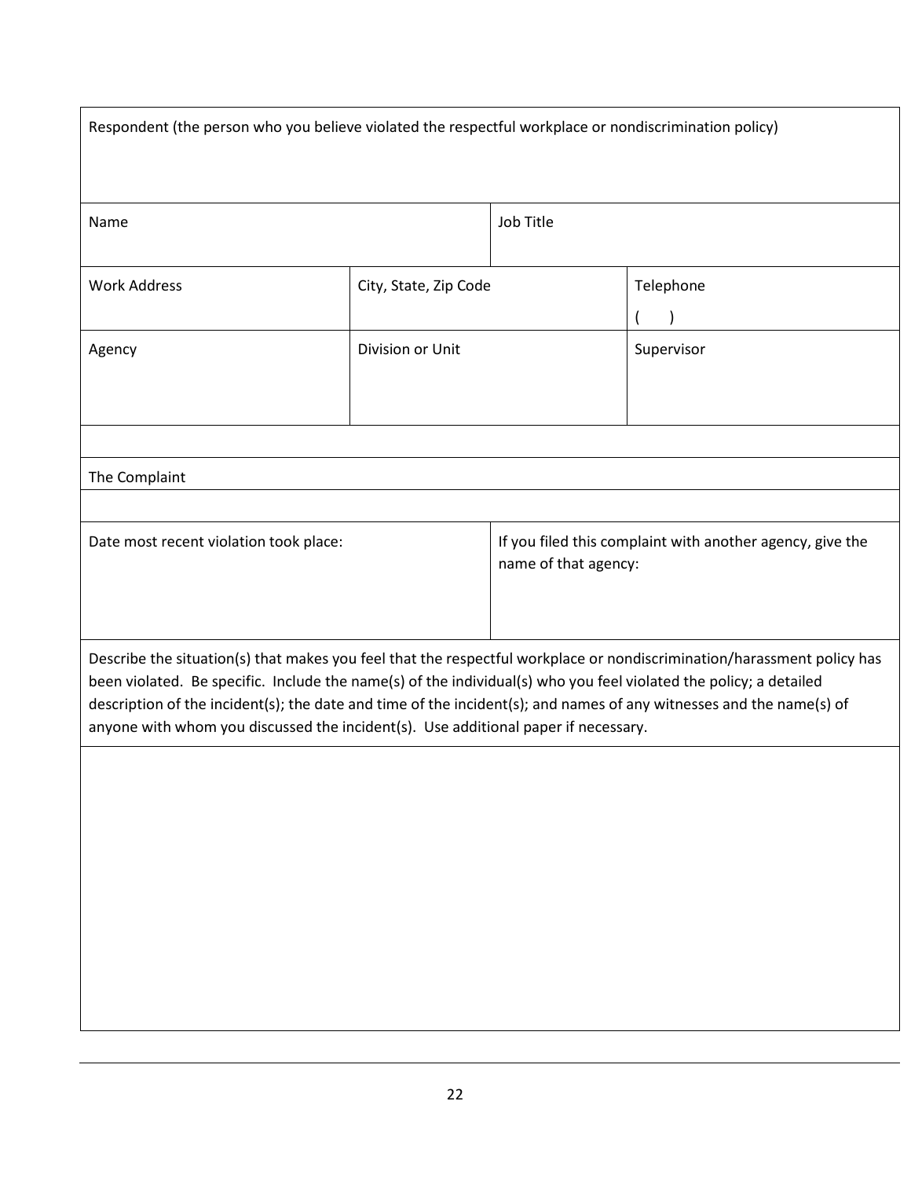| Respondent (the person who you believe violated the respectful workplace or nondiscrimination policy) | | | |
|---|---|---|---|
| Name | | Job Title | |
| Work Address | City, State, Zip Code | | Telephone<br>(      ) |
| Agency | Division or Unit | | Supervisor |

| The Complaint | |
|---|---|
| Date most recent violation took place: | If you filed this complaint with another agency, give the name of that agency: |
| Describe the situation(s) that makes you feel that the respectful workplace or nondiscrimination/harassment policy has been violated. Be specific. Include the name(s) of the individual(s) who you feel violated the policy; a detailed description of the incident(s); the date and time of the incident(s); and names of any witnesses and the name(s) of anyone with whom you discussed the incident(s). Use additional paper if necessary. | |
| | |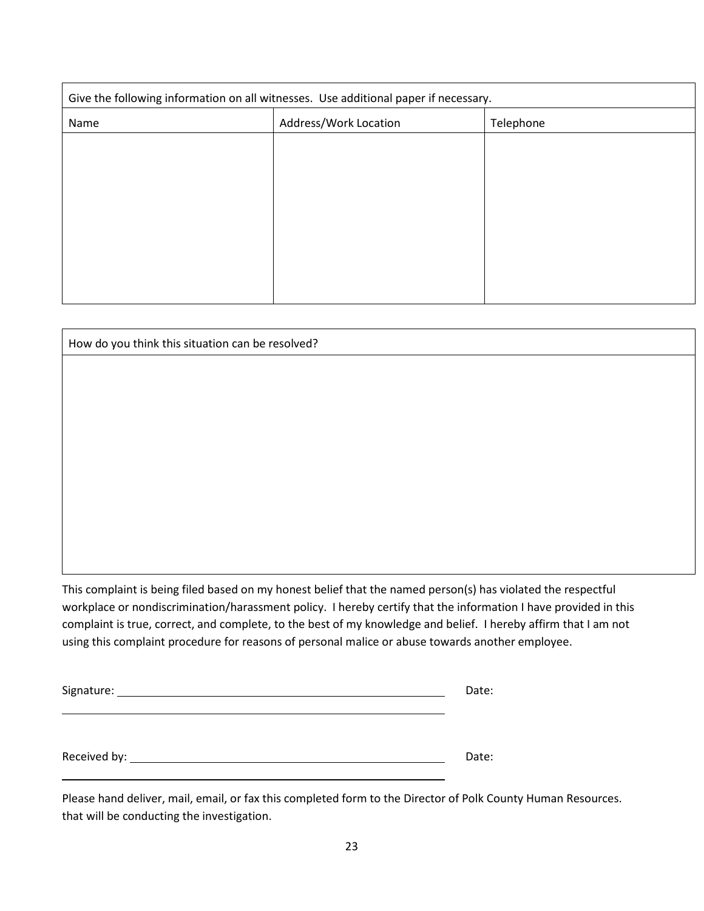| Give the following information on all witnesses. Use additional paper if necessary. | | |
|---|---|---|
| Name | Address/Work Location | Telephone |
| | | |

| How do you think this situation can be resolved? |
|---|
| |

This complaint is being filed based on my honest belief that the named person(s) has violated the respectful workplace or nondiscrimination/harassment policy. I hereby certify that the information I have provided in this complaint is true, correct, and complete, to the best of my knowledge and belief. I hereby affirm that I am not using this complaint procedure for reasons of personal malice or abuse towards another employee.

Signature: ______________________________________________ Date:

Received by: ____________________________________________ Date:

Please hand deliver, mail, email, or fax this completed form to the Director of Polk County Human Resources. that will be conducting the investigation.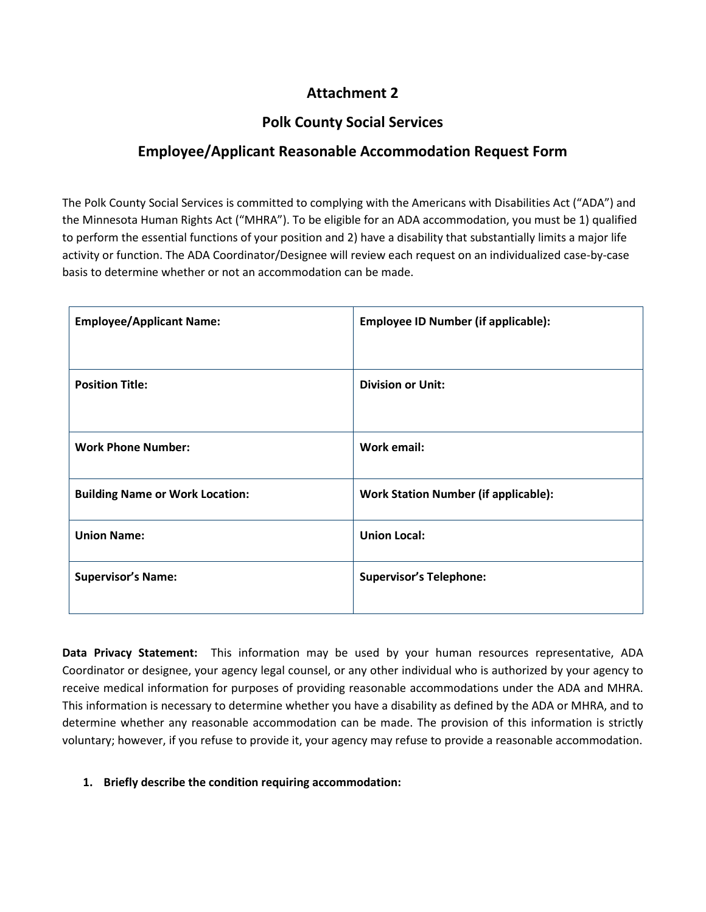## Attachment 2

## Polk County Social Services

## Employee/Applicant Reasonable Accommodation Request Form

The Polk County Social Services is committed to complying with the Americans with Disabilities Act ("ADA") and the Minnesota Human Rights Act ("MHRA"). To be eligible for an ADA accommodation, you must be 1) qualified to perform the essential functions of your position and 2) have a disability that substantially limits a major life activity or function. The ADA Coordinator/Designee will review each request on an individualized case-by-case basis to determine whether or not an accommodation can be made.

| **Employee/Applicant Name:** | **Employee ID Number (if applicable):** |
|---|---|
| **Position Title:** | **Division or Unit:** |
| **Work Phone Number:** | **Work email:** |
| **Building Name or Work Location:** | **Work Station Number (if applicable):** |
| **Union Name:** | **Union Local:** |
| **Supervisor's Name:** | **Supervisor's Telephone:** |

**Data Privacy Statement:** This information may be used by your human resources representative, ADA Coordinator or designee, your agency legal counsel, or any other individual who is authorized by your agency to receive medical information for purposes of providing reasonable accommodations under the ADA and MHRA. This information is necessary to determine whether you have a disability as defined by the ADA or MHRA, and to determine whether any reasonable accommodation can be made. The provision of this information is strictly voluntary; however, if you refuse to provide it, your agency may refuse to provide a reasonable accommodation.

1. **Briefly describe the condition requiring accommodation:**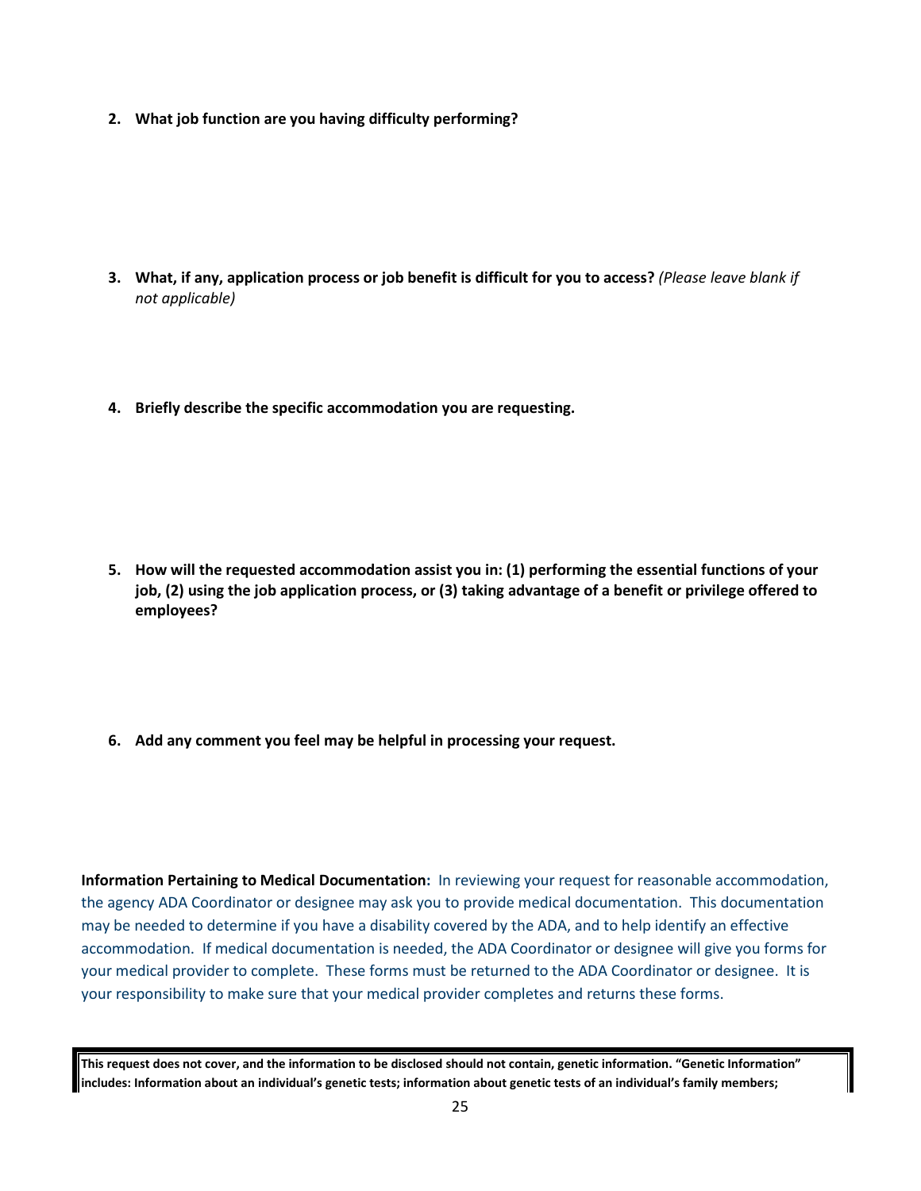2. **What job function are you having difficulty performing?**

3. **What, if any, application process or job benefit is difficult for you to access?** *(Please leave blank if not applicable)*

4. **Briefly describe the specific accommodation you are requesting.**

5. **How will the requested accommodation assist you in: (1) performing the essential functions of your job, (2) using the job application process, or (3) taking advantage of a benefit or privilege offered to employees?**

6. **Add any comment you feel may be helpful in processing your request.**

**Information Pertaining to Medical Documentation:** In reviewing your request for reasonable accommodation, the agency ADA Coordinator or designee may ask you to provide medical documentation. This documentation may be needed to determine if you have a disability covered by the ADA, and to help identify an effective accommodation. If medical documentation is needed, the ADA Coordinator or designee will give you forms for your medical provider to complete. These forms must be returned to the ADA Coordinator or designee. It is your responsibility to make sure that your medical provider completes and returns these forms.

**This request does not cover, and the information to be disclosed should not contain, genetic information. "Genetic Information" includes: Information about an individual's genetic tests; information about genetic tests of an individual's family members;**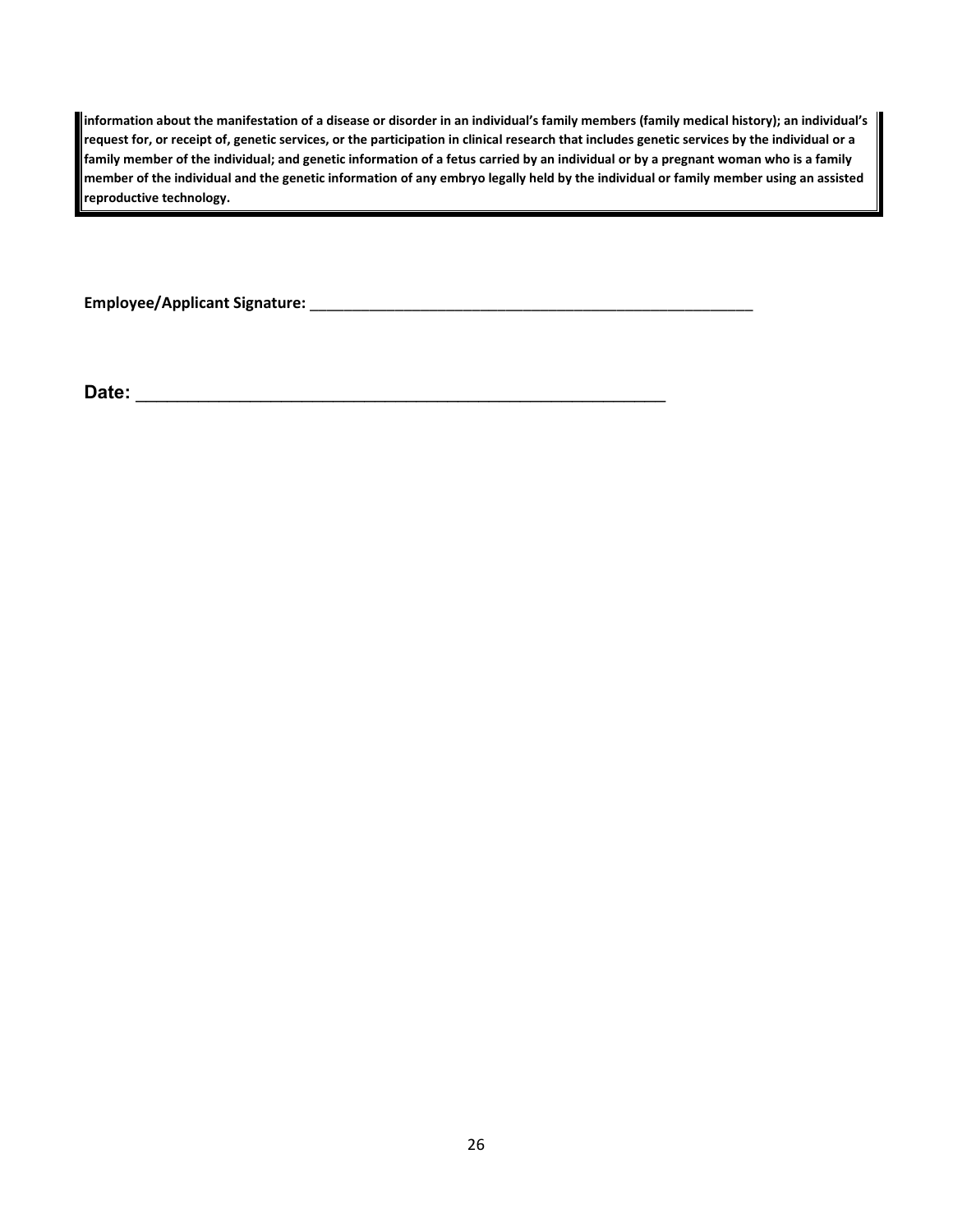**information about the manifestation of a disease or disorder in an individual's family members (family medical history); an individual's request for, or receipt of, genetic services, or the participation in clinical research that includes genetic services by the individual or a family member of the individual; and genetic information of a fetus carried by an individual or by a pregnant woman who is a family member of the individual and the genetic information of any embryo legally held by the individual or family member using an assisted reproductive technology.**

**Employee/Applicant Signature:** _______________________________________________________

**Date:** _______________________________________________________